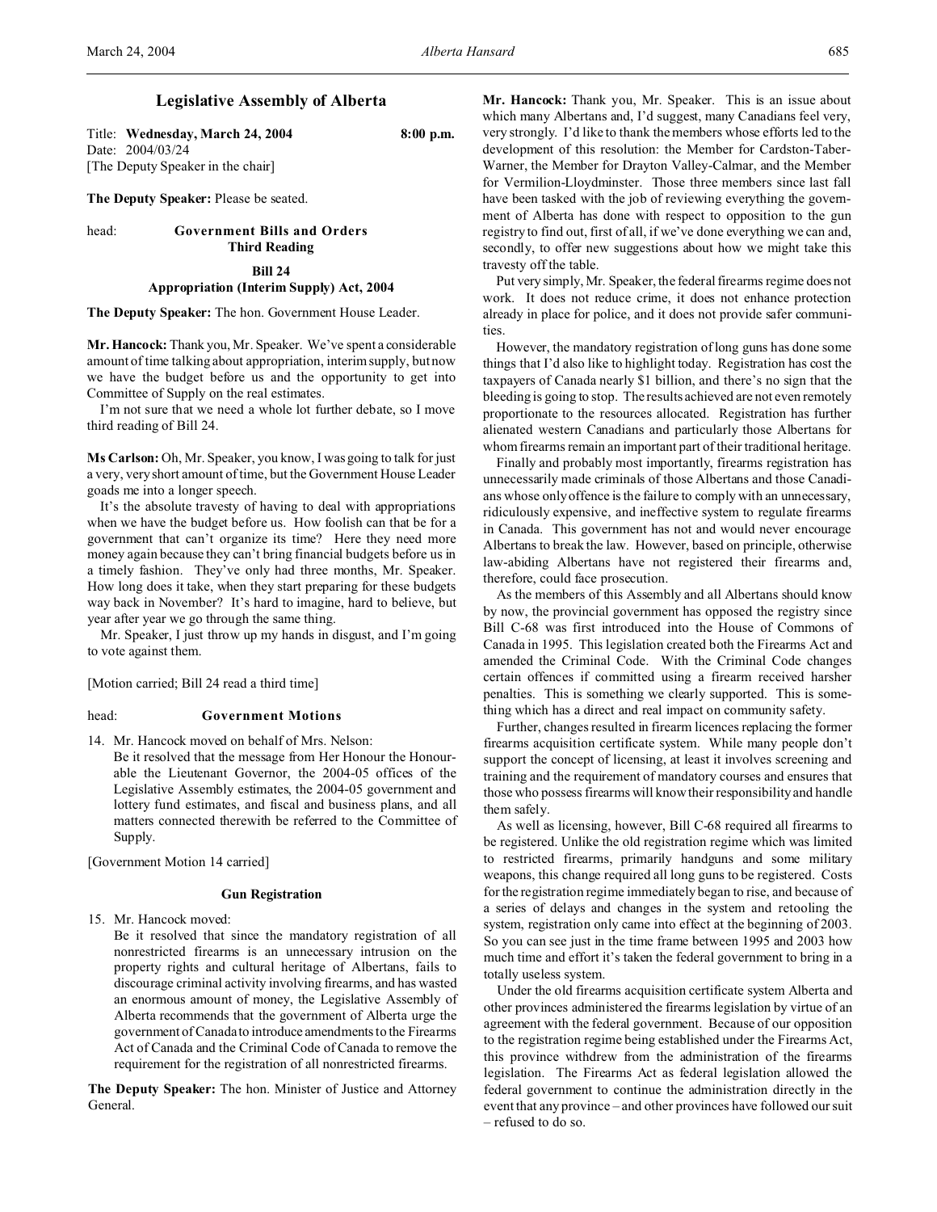# Legislative Assembly of Alberta

Title: **Wednesday, March 24, 2004** 8:00 p.m.
Date: 2004/03/24
[The Deputy Speaker in the chair]

**The Deputy Speaker:** Please be seated.

head: **Government Bills and Orders**
**Third Reading**

**Bill 24**
**Appropriation (Interim Supply) Act, 2004**

**The Deputy Speaker:** The hon. Government House Leader.

**Mr. Hancock:** Thank you, Mr. Speaker. We've spent a considerable amount of time talking about appropriation, interim supply, but now we have the budget before us and the opportunity to get into Committee of Supply on the real estimates.

I'm not sure that we need a whole lot further debate, so I move third reading of Bill 24.

**Ms Carlson:** Oh, Mr. Speaker, you know, I was going to talk for just a very, very short amount of time, but the Government House Leader goads me into a longer speech.

It's the absolute travesty of having to deal with appropriations when we have the budget before us. How foolish can that be for a government that can't organize its time? Here they need more money again because they can't bring financial budgets before us in a timely fashion. They've only had three months, Mr. Speaker. How long does it take, when they start preparing for these budgets way back in November? It's hard to imagine, hard to believe, but year after year we go through the same thing.

Mr. Speaker, I just throw up my hands in disgust, and I'm going to vote against them.

[Motion carried; Bill 24 read a third time]

head: **Government Motions**

14. Mr. Hancock moved on behalf of Mrs. Nelson:
Be it resolved that the message from Her Honour the Honourable the Lieutenant Governor, the 2004-05 offices of the Legislative Assembly estimates, the 2004-05 government and lottery fund estimates, and fiscal and business plans, and all matters connected therewith be referred to the Committee of Supply.

[Government Motion 14 carried]

### Gun Registration

15. Mr. Hancock moved:
Be it resolved that since the mandatory registration of all nonrestricted firearms is an unnecessary intrusion on the property rights and cultural heritage of Albertans, fails to discourage criminal activity involving firearms, and has wasted an enormous amount of money, the Legislative Assembly of Alberta recommends that the government of Alberta urge the government of Canada to introduce amendments to the Firearms Act of Canada and the Criminal Code of Canada to remove the requirement for the registration of all nonrestricted firearms.

**The Deputy Speaker:** The hon. Minister of Justice and Attorney General.

**Mr. Hancock:** Thank you, Mr. Speaker. This is an issue about which many Albertans and, I'd suggest, many Canadians feel very, very strongly. I'd like to thank the members whose efforts led to the development of this resolution: the Member for Cardston-Taber-Warner, the Member for Drayton Valley-Calmar, and the Member for Vermilion-Lloydminster. Those three members since last fall have been tasked with the job of reviewing everything the government of Alberta has done with respect to opposition to the gun registry to find out, first of all, if we've done everything we can and, secondly, to offer new suggestions about how we might take this travesty off the table.

Put very simply, Mr. Speaker, the federal firearms regime does not work. It does not reduce crime, it does not enhance protection already in place for police, and it does not provide safer communities.

However, the mandatory registration of long guns has done some things that I'd also like to highlight today. Registration has cost the taxpayers of Canada nearly $1 billion, and there's no sign that the bleeding is going to stop. The results achieved are not even remotely proportionate to the resources allocated. Registration has further alienated western Canadians and particularly those Albertans for whom firearms remain an important part of their traditional heritage.

Finally and probably most importantly, firearms registration has unnecessarily made criminals of those Albertans and those Canadians whose only offence is the failure to comply with an unnecessary, ridiculously expensive, and ineffective system to regulate firearms in Canada. This government has not and would never encourage Albertans to break the law. However, based on principle, otherwise law-abiding Albertans have not registered their firearms and, therefore, could face prosecution.

As the members of this Assembly and all Albertans should know by now, the provincial government has opposed the registry since Bill C-68 was first introduced into the House of Commons of Canada in 1995. This legislation created both the Firearms Act and amended the Criminal Code. With the Criminal Code changes certain offences if committed using a firearm received harsher penalties. This is something we clearly supported. This is something which has a direct and real impact on community safety.

Further, changes resulted in firearm licences replacing the former firearms acquisition certificate system. While many people don't support the concept of licensing, at least it involves screening and training and the requirement of mandatory courses and ensures that those who possess firearms will know their responsibility and handle them safely.

As well as licensing, however, Bill C-68 required all firearms to be registered. Unlike the old registration regime which was limited to restricted firearms, primarily handguns and some military weapons, this change required all long guns to be registered. Costs for the registration regime immediately began to rise, and because of a series of delays and changes in the system and retooling the system, registration only came into effect at the beginning of 2003. So you can see just in the time frame between 1995 and 2003 how much time and effort it's taken the federal government to bring in a totally useless system.

Under the old firearms acquisition certificate system Alberta and other provinces administered the firearms legislation by virtue of an agreement with the federal government. Because of our opposition to the registration regime being established under the Firearms Act, this province withdrew from the administration of the firearms legislation. The Firearms Act as federal legislation allowed the federal government to continue the administration directly in the event that any province – and other provinces have followed our suit – refused to do so.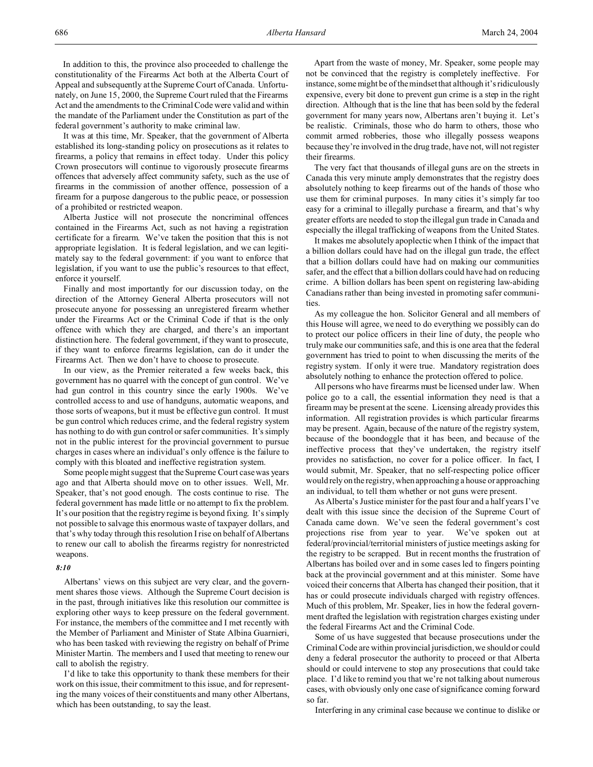In addition to this, the province also proceeded to challenge the constitutionality of the Firearms Act both at the Alberta Court of Appeal and subsequently at the Supreme Court of Canada. Unfortunately, on June 15, 2000, the Supreme Court ruled that the Firearms Act and the amendments to the Criminal Code were valid and within the mandate of the Parliament under the Constitution as part of the federal government's authority to make criminal law.

It was at this time, Mr. Speaker, that the government of Alberta established its long-standing policy on prosecutions as it relates to firearms, a policy that remains in effect today. Under this policy Crown prosecutors will continue to vigorously prosecute firearms offences that adversely affect community safety, such as the use of firearms in the commission of another offence, possession of a firearm for a purpose dangerous to the public peace, or possession of a prohibited or restricted weapon.

Alberta Justice will not prosecute the noncriminal offences contained in the Firearms Act, such as not having a registration certificate for a firearm. We've taken the position that this is not appropriate legislation. It is federal legislation, and we can legitimately say to the federal government: if you want to enforce that legislation, if you want to use the public's resources to that effect, enforce it yourself.

Finally and most importantly for our discussion today, on the direction of the Attorney General Alberta prosecutors will not prosecute anyone for possessing an unregistered firearm whether under the Firearms Act or the Criminal Code if that is the only offence with which they are charged, and there's an important distinction here. The federal government, if they want to prosecute, if they want to enforce firearms legislation, can do it under the Firearms Act. Then we don't have to choose to prosecute.

In our view, as the Premier reiterated a few weeks back, this government has no quarrel with the concept of gun control. We've had gun control in this country since the early 1900s. We've controlled access to and use of handguns, automatic weapons, and those sorts of weapons, but it must be effective gun control. It must be gun control which reduces crime, and the federal registry system has nothing to do with gun control or safer communities. It's simply not in the public interest for the provincial government to pursue charges in cases where an individual's only offence is the failure to comply with this bloated and ineffective registration system.

Some people might suggest that the Supreme Court case was years ago and that Alberta should move on to other issues. Well, Mr. Speaker, that's not good enough. The costs continue to rise. The federal government has made little or no attempt to fix the problem. It's our position that the registry regime is beyond fixing. It's simply not possible to salvage this enormous waste of taxpayer dollars, and that's why today through this resolution I rise on behalf of Albertans to renew our call to abolish the firearms registry for nonrestricted weapons.

*8:10*

Albertans' views on this subject are very clear, and the government shares those views. Although the Supreme Court decision is in the past, through initiatives like this resolution our committee is exploring other ways to keep pressure on the federal government. For instance, the members of the committee and I met recently with the Member of Parliament and Minister of State Albina Guarnieri, who has been tasked with reviewing the registry on behalf of Prime Minister Martin. The members and I used that meeting to renew our call to abolish the registry.

I'd like to take this opportunity to thank these members for their work on this issue, their commitment to this issue, and for representing the many voices of their constituents and many other Albertans, which has been outstanding, to say the least.

Apart from the waste of money, Mr. Speaker, some people may not be convinced that the registry is completely ineffective. For instance, some might be of the mindset that although it's ridiculously expensive, every bit done to prevent gun crime is a step in the right direction. Although that is the line that has been sold by the federal government for many years now, Albertans aren't buying it. Let's be realistic. Criminals, those who do harm to others, those who commit armed robberies, those who illegally possess weapons because they're involved in the drug trade, have not, will not register their firearms.

The very fact that thousands of illegal guns are on the streets in Canada this very minute amply demonstrates that the registry does absolutely nothing to keep firearms out of the hands of those who use them for criminal purposes. In many cities it's simply far too easy for a criminal to illegally purchase a firearm, and that's why greater efforts are needed to stop the illegal gun trade in Canada and especially the illegal trafficking of weapons from the United States.

It makes me absolutely apoplectic when I think of the impact that a billion dollars could have had on the illegal gun trade, the effect that a billion dollars could have had on making our communities safer, and the effect that a billion dollars could have had on reducing crime. A billion dollars has been spent on registering law-abiding Canadians rather than being invested in promoting safer communities.

As my colleague the hon. Solicitor General and all members of this House will agree, we need to do everything we possibly can do to protect our police officers in their line of duty, the people who truly make our communities safe, and this is one area that the federal government has tried to point to when discussing the merits of the registry system. If only it were true. Mandatory registration does absolutely nothing to enhance the protection offered to police.

All persons who have firearms must be licensed under law. When police go to a call, the essential information they need is that a firearm may be present at the scene. Licensing already provides this information. All registration provides is which particular firearms may be present. Again, because of the nature of the registry system, because of the boondoggle that it has been, and because of the ineffective process that they've undertaken, the registry itself provides no satisfaction, no cover for a police officer. In fact, I would submit, Mr. Speaker, that no self-respecting police officer would rely on the registry, when approaching a house or approaching an individual, to tell them whether or not guns were present.

As Alberta's Justice minister for the past four and a half years I've dealt with this issue since the decision of the Supreme Court of Canada came down. We've seen the federal government's cost projections rise from year to year. We've spoken out at federal/provincial/territorial ministers of justice meetings asking for the registry to be scrapped. But in recent months the frustration of Albertans has boiled over and in some cases led to fingers pointing back at the provincial government and at this minister. Some have voiced their concerns that Alberta has changed their position, that it has or could prosecute individuals charged with registry offences. Much of this problem, Mr. Speaker, lies in how the federal government drafted the legislation with registration charges existing under the federal Firearms Act and the Criminal Code.

Some of us have suggested that because prosecutions under the Criminal Code are within provincial jurisdiction, we should or could deny a federal prosecutor the authority to proceed or that Alberta should or could intervene to stop any prosecutions that could take place. I'd like to remind you that we're not talking about numerous cases, with obviously only one case of significance coming forward so far.

Interfering in any criminal case because we continue to dislike or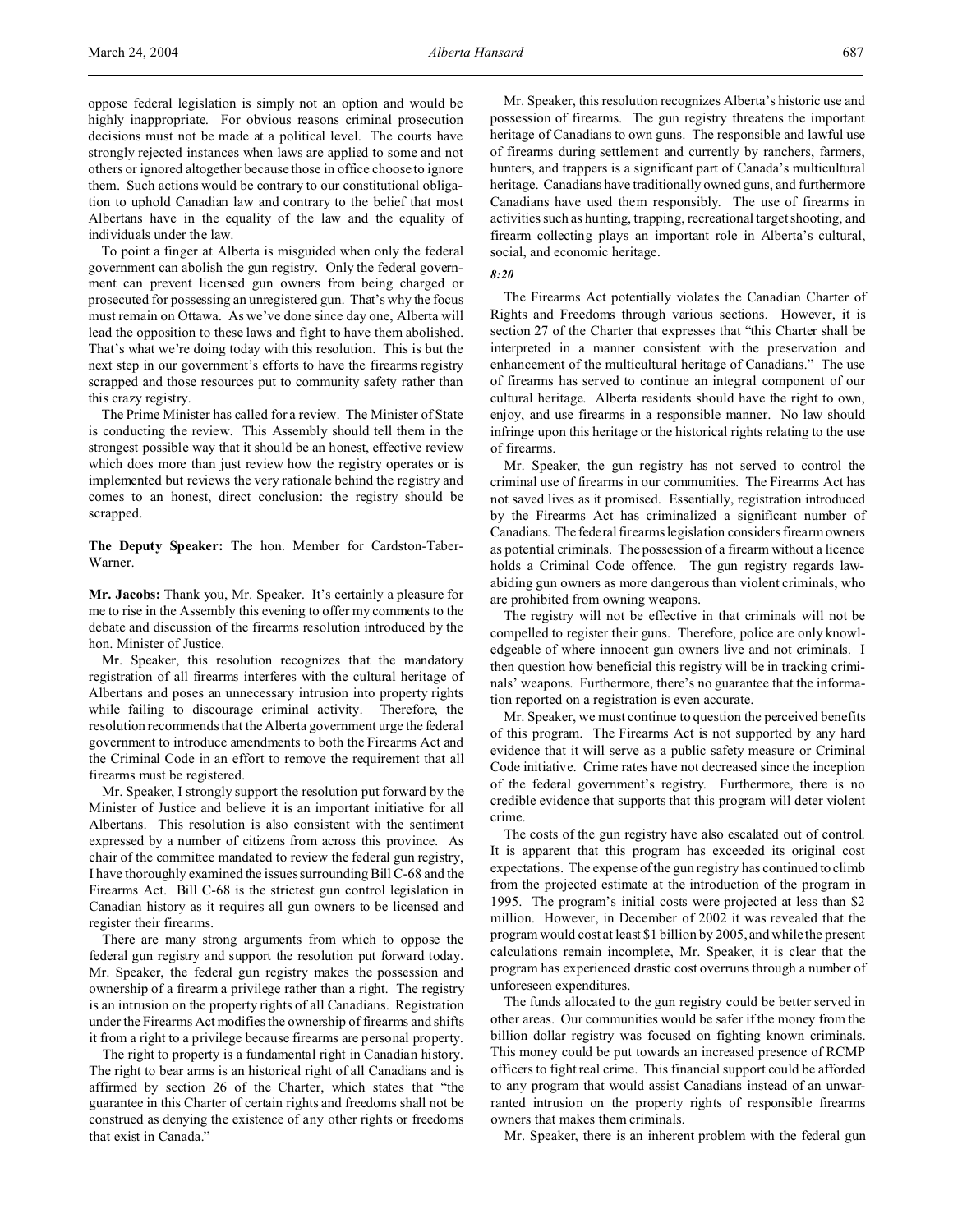oppose federal legislation is simply not an option and would be highly inappropriate. For obvious reasons criminal prosecution decisions must not be made at a political level. The courts have strongly rejected instances when laws are applied to some and not others or ignored altogether because those in office choose to ignore them. Such actions would be contrary to our constitutional obligation to uphold Canadian law and contrary to the belief that most Albertans have in the equality of the law and the equality of individuals under the law.

To point a finger at Alberta is misguided when only the federal government can abolish the gun registry. Only the federal government can prevent licensed gun owners from being charged or prosecuted for possessing an unregistered gun. That's why the focus must remain on Ottawa. As we've done since day one, Alberta will lead the opposition to these laws and fight to have them abolished. That's what we're doing today with this resolution. This is but the next step in our government's efforts to have the firearms registry scrapped and those resources put to community safety rather than this crazy registry.

The Prime Minister has called for a review. The Minister of State is conducting the review. This Assembly should tell them in the strongest possible way that it should be an honest, effective review which does more than just review how the registry operates or is implemented but reviews the very rationale behind the registry and comes to an honest, direct conclusion: the registry should be scrapped.

**The Deputy Speaker:** The hon. Member for Cardston-Taber-Warner.

**Mr. Jacobs:** Thank you, Mr. Speaker. It's certainly a pleasure for me to rise in the Assembly this evening to offer my comments to the debate and discussion of the firearms resolution introduced by the hon. Minister of Justice.

Mr. Speaker, this resolution recognizes that the mandatory registration of all firearms interferes with the cultural heritage of Albertans and poses an unnecessary intrusion into property rights while failing to discourage criminal activity. Therefore, the resolution recommends that the Alberta government urge the federal government to introduce amendments to both the Firearms Act and the Criminal Code in an effort to remove the requirement that all firearms must be registered.

Mr. Speaker, I strongly support the resolution put forward by the Minister of Justice and believe it is an important initiative for all Albertans. This resolution is also consistent with the sentiment expressed by a number of citizens from across this province. As chair of the committee mandated to review the federal gun registry, I have thoroughly examined the issues surrounding Bill C-68 and the Firearms Act. Bill C-68 is the strictest gun control legislation in Canadian history as it requires all gun owners to be licensed and register their firearms.

There are many strong arguments from which to oppose the federal gun registry and support the resolution put forward today. Mr. Speaker, the federal gun registry makes the possession and ownership of a firearm a privilege rather than a right. The registry is an intrusion on the property rights of all Canadians. Registration under the Firearms Act modifies the ownership of firearms and shifts it from a right to a privilege because firearms are personal property.

The right to property is a fundamental right in Canadian history. The right to bear arms is an historical right of all Canadians and is affirmed by section 26 of the Charter, which states that "the guarantee in this Charter of certain rights and freedoms shall not be construed as denying the existence of any other rights or freedoms that exist in Canada."

Mr. Speaker, this resolution recognizes Alberta's historic use and possession of firearms. The gun registry threatens the important heritage of Canadians to own guns. The responsible and lawful use of firearms during settlement and currently by ranchers, farmers, hunters, and trappers is a significant part of Canada's multicultural heritage. Canadians have traditionally owned guns, and furthermore Canadians have used them responsibly. The use of firearms in activities such as hunting, trapping, recreational target shooting, and firearm collecting plays an important role in Alberta's cultural, social, and economic heritage.

*8:20*

The Firearms Act potentially violates the Canadian Charter of Rights and Freedoms through various sections. However, it is section 27 of the Charter that expresses that "this Charter shall be interpreted in a manner consistent with the preservation and enhancement of the multicultural heritage of Canadians." The use of firearms has served to continue an integral component of our cultural heritage. Alberta residents should have the right to own, enjoy, and use firearms in a responsible manner. No law should infringe upon this heritage or the historical rights relating to the use of firearms.

Mr. Speaker, the gun registry has not served to control the criminal use of firearms in our communities. The Firearms Act has not saved lives as it promised. Essentially, registration introduced by the Firearms Act has criminalized a significant number of Canadians. The federal firearms legislation considers firearm owners as potential criminals. The possession of a firearm without a licence holds a Criminal Code offence. The gun registry regards law-abiding gun owners as more dangerous than violent criminals, who are prohibited from owning weapons.

The registry will not be effective in that criminals will not be compelled to register their guns. Therefore, police are only knowledgeable of where innocent gun owners live and not criminals. I then question how beneficial this registry will be in tracking criminals' weapons. Furthermore, there's no guarantee that the information reported on a registration is even accurate.

Mr. Speaker, we must continue to question the perceived benefits of this program. The Firearms Act is not supported by any hard evidence that it will serve as a public safety measure or Criminal Code initiative. Crime rates have not decreased since the inception of the federal government's registry. Furthermore, there is no credible evidence that supports that this program will deter violent crime.

The costs of the gun registry have also escalated out of control. It is apparent that this program has exceeded its original cost expectations. The expense of the gun registry has continued to climb from the projected estimate at the introduction of the program in 1995. The program's initial costs were projected at less than $2 million. However, in December of 2002 it was revealed that the program would cost at least $1 billion by 2005, and while the present calculations remain incomplete, Mr. Speaker, it is clear that the program has experienced drastic cost overruns through a number of unforeseen expenditures.

The funds allocated to the gun registry could be better served in other areas. Our communities would be safer if the money from the billion dollar registry was focused on fighting known criminals. This money could be put towards an increased presence of RCMP officers to fight real crime. This financial support could be afforded to any program that would assist Canadians instead of an unwarranted intrusion on the property rights of responsible firearms owners that makes them criminals.

Mr. Speaker, there is an inherent problem with the federal gun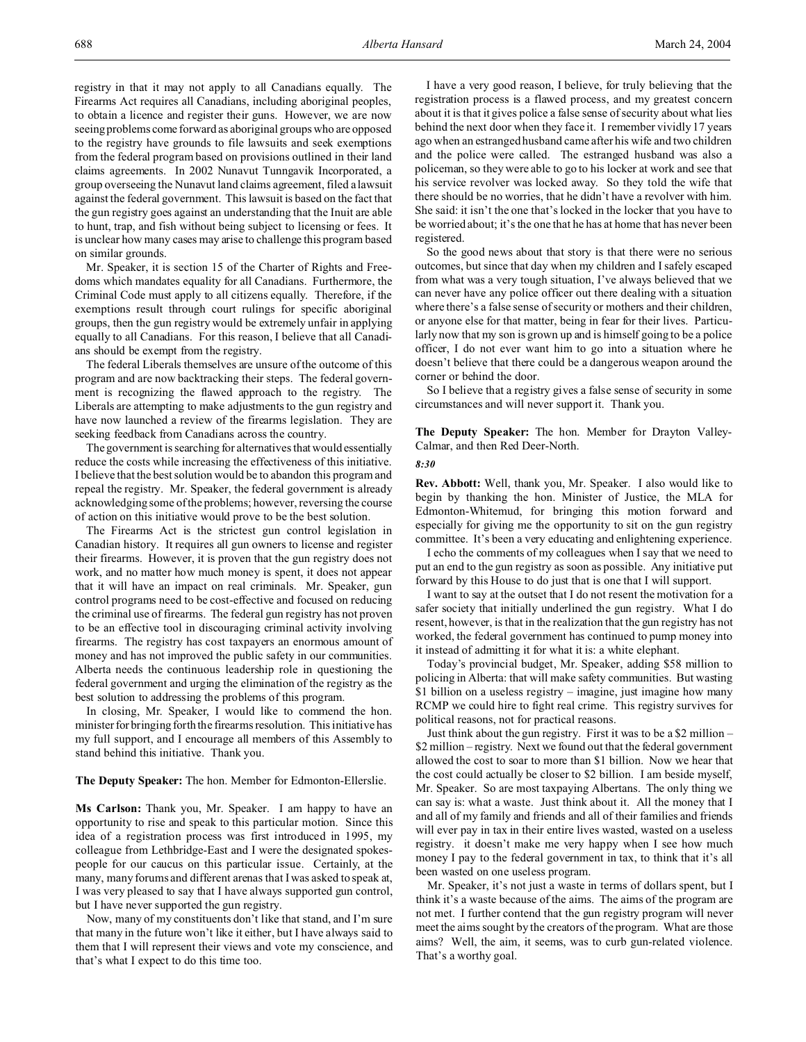registry in that it may not apply to all Canadians equally. The Firearms Act requires all Canadians, including aboriginal peoples, to obtain a licence and register their guns. However, we are now seeing problems come forward as aboriginal groups who are opposed to the registry have grounds to file lawsuits and seek exemptions from the federal program based on provisions outlined in their land claims agreements. In 2002 Nunavut Tunngavik Incorporated, a group overseeing the Nunavut land claims agreement, filed a lawsuit against the federal government. This lawsuit is based on the fact that the gun registry goes against an understanding that the Inuit are able to hunt, trap, and fish without being subject to licensing or fees. It is unclear how many cases may arise to challenge this program based on similar grounds.

Mr. Speaker, it is section 15 of the Charter of Rights and Freedoms which mandates equality for all Canadians. Furthermore, the Criminal Code must apply to all citizens equally. Therefore, if the exemptions result through court rulings for specific aboriginal groups, then the gun registry would be extremely unfair in applying equally to all Canadians. For this reason, I believe that all Canadians should be exempt from the registry.

The federal Liberals themselves are unsure of the outcome of this program and are now backtracking their steps. The federal government is recognizing the flawed approach to the registry. The Liberals are attempting to make adjustments to the gun registry and have now launched a review of the firearms legislation. They are seeking feedback from Canadians across the country.

The government is searching for alternatives that would essentially reduce the costs while increasing the effectiveness of this initiative. I believe that the best solution would be to abandon this program and repeal the registry. Mr. Speaker, the federal government is already acknowledging some of the problems; however, reversing the course of action on this initiative would prove to be the best solution.

The Firearms Act is the strictest gun control legislation in Canadian history. It requires all gun owners to license and register their firearms. However, it is proven that the gun registry does not work, and no matter how much money is spent, it does not appear that it will have an impact on real criminals. Mr. Speaker, gun control programs need to be cost-effective and focused on reducing the criminal use of firearms. The federal gun registry has not proven to be an effective tool in discouraging criminal activity involving firearms. The registry has cost taxpayers an enormous amount of money and has not improved the public safety in our communities. Alberta needs the continuous leadership role in questioning the federal government and urging the elimination of the registry as the best solution to addressing the problems of this program.

In closing, Mr. Speaker, I would like to commend the hon. minister for bringing forth the firearms resolution. This initiative has my full support, and I encourage all members of this Assembly to stand behind this initiative. Thank you.

**The Deputy Speaker:** The hon. Member for Edmonton-Ellerslie.

**Ms Carlson:** Thank you, Mr. Speaker. I am happy to have an opportunity to rise and speak to this particular motion. Since this idea of a registration process was first introduced in 1995, my colleague from Lethbridge-East and I were the designated spokespeople for our caucus on this particular issue. Certainly, at the many, many forums and different arenas that I was asked to speak at, I was very pleased to say that I have always supported gun control, but I have never supported the gun registry.

Now, many of my constituents don't like that stand, and I'm sure that many in the future won't like it either, but I have always said to them that I will represent their views and vote my conscience, and that's what I expect to do this time too.

I have a very good reason, I believe, for truly believing that the registration process is a flawed process, and my greatest concern about it is that it gives police a false sense of security about what lies behind the next door when they face it. I remember vividly 17 years ago when an estranged husband came after his wife and two children and the police were called. The estranged husband was also a policeman, so they were able to go to his locker at work and see that his service revolver was locked away. So they told the wife that there should be no worries, that he didn't have a revolver with him. She said: it isn't the one that's locked in the locker that you have to be worried about; it's the one that he has at home that has never been registered.

So the good news about that story is that there were no serious outcomes, but since that day when my children and I safely escaped from what was a very tough situation, I've always believed that we can never have any police officer out there dealing with a situation where there's a false sense of security or mothers and their children, or anyone else for that matter, being in fear for their lives. Particularly now that my son is grown up and is himself going to be a police officer, I do not ever want him to go into a situation where he doesn't believe that there could be a dangerous weapon around the corner or behind the door.

So I believe that a registry gives a false sense of security in some circumstances and will never support it. Thank you.

**The Deputy Speaker:** The hon. Member for Drayton Valley-Calmar, and then Red Deer-North.

*8:30*

**Rev. Abbott:** Well, thank you, Mr. Speaker. I also would like to begin by thanking the hon. Minister of Justice, the MLA for Edmonton-Whitemud, for bringing this motion forward and especially for giving me the opportunity to sit on the gun registry committee. It's been a very educating and enlightening experience.

I echo the comments of my colleagues when I say that we need to put an end to the gun registry as soon as possible. Any initiative put forward by this House to do just that is one that I will support.

I want to say at the outset that I do not resent the motivation for a safer society that initially underlined the gun registry. What I do resent, however, is that in the realization that the gun registry has not worked, the federal government has continued to pump money into it instead of admitting it for what it is: a white elephant.

Today's provincial budget, Mr. Speaker, adding $58 million to policing in Alberta: that will make safety communities. But wasting $1 billion on a useless registry – imagine, just imagine how many RCMP we could hire to fight real crime. This registry survives for political reasons, not for practical reasons.

Just think about the gun registry. First it was to be a $2 million – $2 million – registry. Next we found out that the federal government allowed the cost to soar to more than $1 billion. Now we hear that the cost could actually be closer to $2 billion. I am beside myself, Mr. Speaker. So are most taxpaying Albertans. The only thing we can say is: what a waste. Just think about it. All the money that I and all of my family and friends and all of their families and friends will ever pay in tax in their entire lives wasted, wasted on a useless registry. it doesn't make me very happy when I see how much money I pay to the federal government in tax, to think that it's all been wasted on one useless program.

Mr. Speaker, it's not just a waste in terms of dollars spent, but I think it's a waste because of the aims. The aims of the program are not met. I further contend that the gun registry program will never meet the aims sought by the creators of the program. What are those aims? Well, the aim, it seems, was to curb gun-related violence. That's a worthy goal.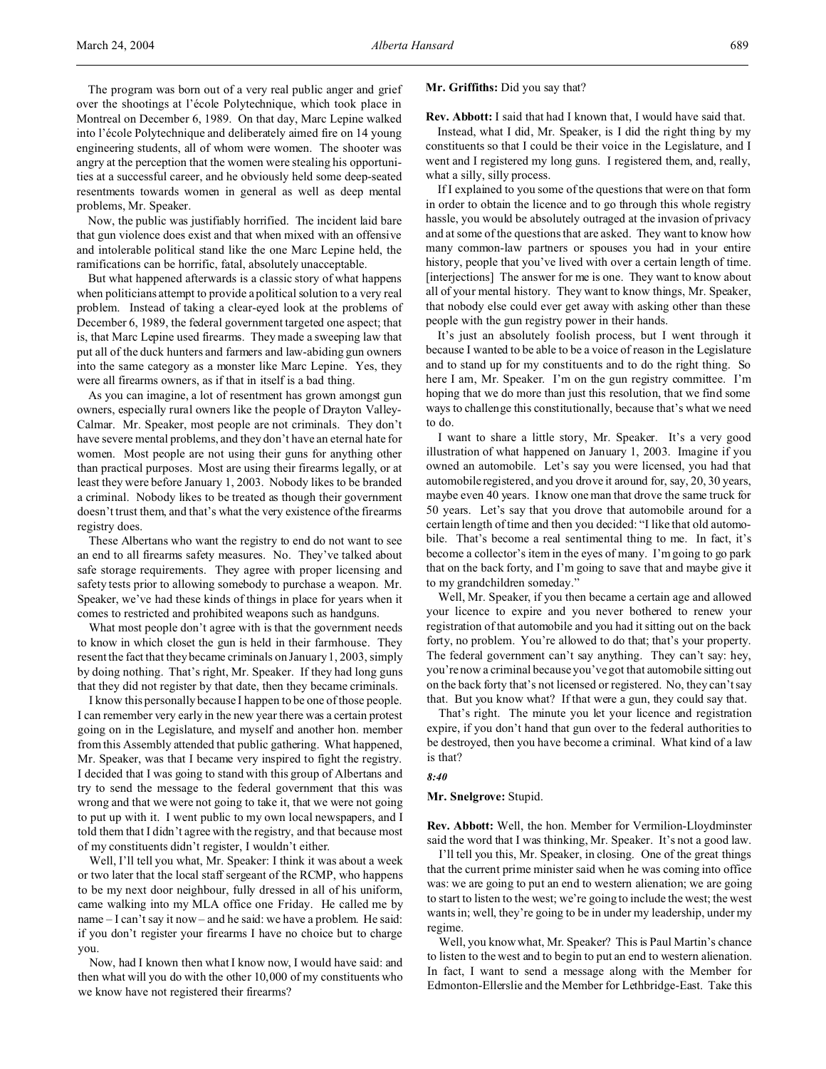The program was born out of a very real public anger and grief over the shootings at l'école Polytechnique, which took place in Montreal on December 6, 1989. On that day, Marc Lepine walked into l'école Polytechnique and deliberately aimed fire on 14 young engineering students, all of whom were women. The shooter was angry at the perception that the women were stealing his opportunities at a successful career, and he obviously held some deep-seated resentments towards women in general as well as deep mental problems, Mr. Speaker.

Now, the public was justifiably horrified. The incident laid bare that gun violence does exist and that when mixed with an offensive and intolerable political stand like the one Marc Lepine held, the ramifications can be horrific, fatal, absolutely unacceptable.

But what happened afterwards is a classic story of what happens when politicians attempt to provide a political solution to a very real problem. Instead of taking a clear-eyed look at the problems of December 6, 1989, the federal government targeted one aspect; that is, that Marc Lepine used firearms. They made a sweeping law that put all of the duck hunters and farmers and law-abiding gun owners into the same category as a monster like Marc Lepine. Yes, they were all firearms owners, as if that in itself is a bad thing.

As you can imagine, a lot of resentment has grown amongst gun owners, especially rural owners like the people of Drayton Valley-Calmar. Mr. Speaker, most people are not criminals. They don't have severe mental problems, and they don't have an eternal hate for women. Most people are not using their guns for anything other than practical purposes. Most are using their firearms legally, or at least they were before January 1, 2003. Nobody likes to be branded a criminal. Nobody likes to be treated as though their government doesn't trust them, and that's what the very existence of the firearms registry does.

These Albertans who want the registry to end do not want to see an end to all firearms safety measures. No. They've talked about safe storage requirements. They agree with proper licensing and safety tests prior to allowing somebody to purchase a weapon. Mr. Speaker, we've had these kinds of things in place for years when it comes to restricted and prohibited weapons such as handguns.

What most people don't agree with is that the government needs to know in which closet the gun is held in their farmhouse. They resent the fact that they became criminals on January 1, 2003, simply by doing nothing. That's right, Mr. Speaker. If they had long guns that they did not register by that date, then they became criminals.

I know this personally because I happen to be one of those people. I can remember very early in the new year there was a certain protest going on in the Legislature, and myself and another hon. member from this Assembly attended that public gathering. What happened, Mr. Speaker, was that I became very inspired to fight the registry. I decided that I was going to stand with this group of Albertans and try to send the message to the federal government that this was wrong and that we were not going to take it, that we were not going to put up with it. I went public to my own local newspapers, and I told them that I didn't agree with the registry, and that because most of my constituents didn't register, I wouldn't either.

Well, I'll tell you what, Mr. Speaker: I think it was about a week or two later that the local staff sergeant of the RCMP, who happens to be my next door neighbour, fully dressed in all of his uniform, came walking into my MLA office one Friday. He called me by name – I can't say it now – and he said: we have a problem. He said: if you don't register your firearms I have no choice but to charge you.

Now, had I known then what I know now, I would have said: and then what will you do with the other 10,000 of my constituents who we know have not registered their firearms?

**Mr. Griffiths:** Did you say that?

**Rev. Abbott:** I said that had I known that, I would have said that.

Instead, what I did, Mr. Speaker, is I did the right thing by my constituents so that I could be their voice in the Legislature, and I went and I registered my long guns. I registered them, and, really, what a silly, silly process.

If I explained to you some of the questions that were on that form in order to obtain the licence and to go through this whole registry hassle, you would be absolutely outraged at the invasion of privacy and at some of the questions that are asked. They want to know how many common-law partners or spouses you had in your entire history, people that you've lived with over a certain length of time. [interjections] The answer for me is one. They want to know about all of your mental history. They want to know things, Mr. Speaker, that nobody else could ever get away with asking other than these people with the gun registry power in their hands.

It's just an absolutely foolish process, but I went through it because I wanted to be able to be a voice of reason in the Legislature and to stand up for my constituents and to do the right thing. So here I am, Mr. Speaker. I'm on the gun registry committee. I'm hoping that we do more than just this resolution, that we find some ways to challenge this constitutionally, because that's what we need to do.

I want to share a little story, Mr. Speaker. It's a very good illustration of what happened on January 1, 2003. Imagine if you owned an automobile. Let's say you were licensed, you had that automobile registered, and you drove it around for, say, 20, 30 years, maybe even 40 years. I know one man that drove the same truck for 50 years. Let's say that you drove that automobile around for a certain length of time and then you decided: "I like that old automobile. That's become a real sentimental thing to me. In fact, it's become a collector's item in the eyes of many. I'm going to go park that on the back forty, and I'm going to save that and maybe give it to my grandchildren someday."

Well, Mr. Speaker, if you then became a certain age and allowed your licence to expire and you never bothered to renew your registration of that automobile and you had it sitting out on the back forty, no problem. You're allowed to do that; that's your property. The federal government can't say anything. They can't say: hey, you're now a criminal because you've got that automobile sitting out on the back forty that's not licensed or registered. No, they can't say that. But you know what? If that were a gun, they could say that.

That's right. The minute you let your licence and registration expire, if you don't hand that gun over to the federal authorities to be destroyed, then you have become a criminal. What kind of a law is that?

*8:40*

**Mr. Snelgrove:** Stupid.

**Rev. Abbott:** Well, the hon. Member for Vermilion-Lloydminster said the word that I was thinking, Mr. Speaker. It's not a good law.

I'll tell you this, Mr. Speaker, in closing. One of the great things that the current prime minister said when he was coming into office was: we are going to put an end to western alienation; we are going to start to listen to the west; we're going to include the west; the west wants in; well, they're going to be in under my leadership, under my regime.

Well, you know what, Mr. Speaker? This is Paul Martin's chance to listen to the west and to begin to put an end to western alienation. In fact, I want to send a message along with the Member for Edmonton-Ellerslie and the Member for Lethbridge-East. Take this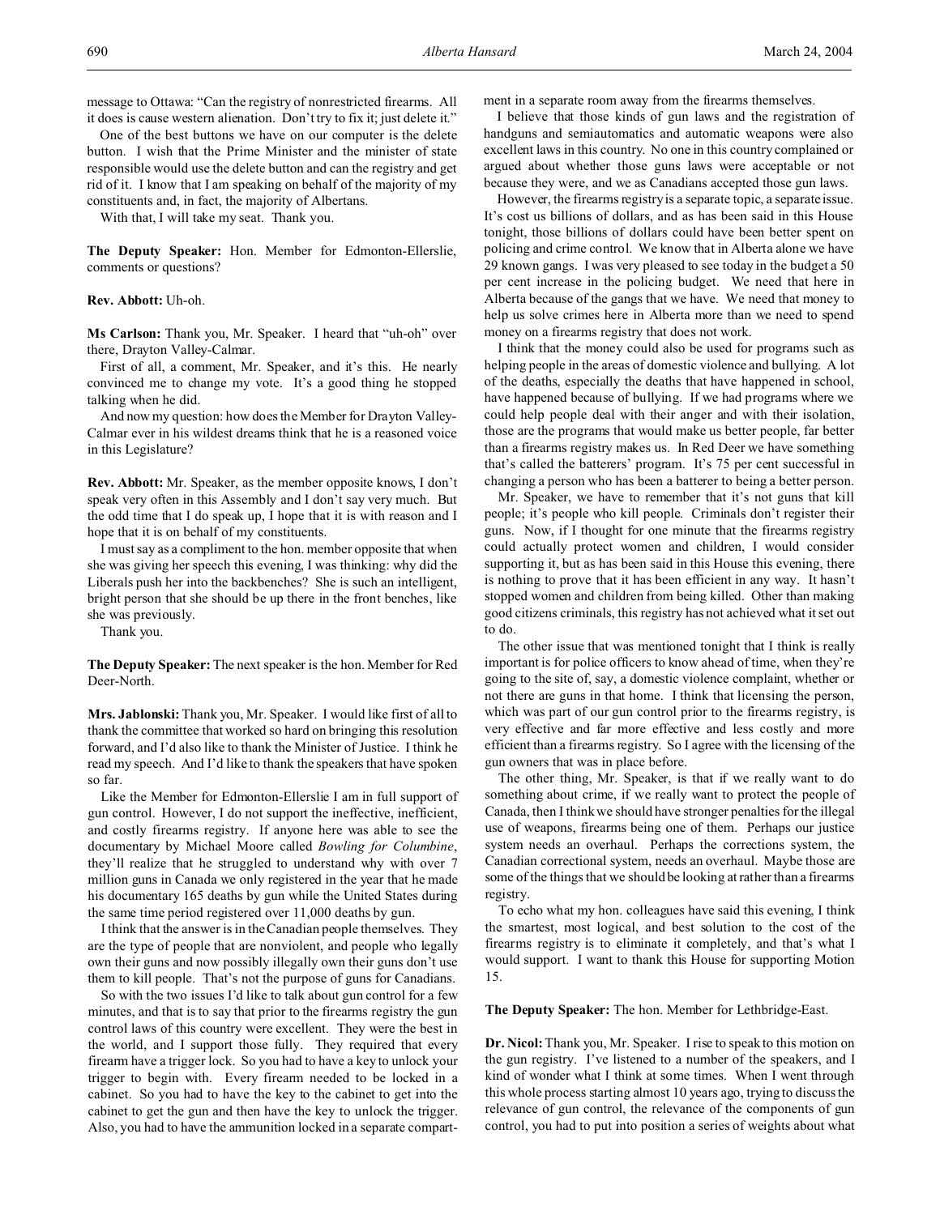message to Ottawa: "Can the registry of nonrestricted firearms. All it does is cause western alienation. Don't try to fix it; just delete it."

One of the best buttons we have on our computer is the delete button. I wish that the Prime Minister and the minister of state responsible would use the delete button and can the registry and get rid of it. I know that I am speaking on behalf of the majority of my constituents and, in fact, the majority of Albertans.

With that, I will take my seat. Thank you.

**The Deputy Speaker:** Hon. Member for Edmonton-Ellerslie, comments or questions?

**Rev. Abbott:** Uh-oh.

**Ms Carlson:** Thank you, Mr. Speaker. I heard that "uh-oh" over there, Drayton Valley-Calmar.

First of all, a comment, Mr. Speaker, and it's this. He nearly convinced me to change my vote. It's a good thing he stopped talking when he did.

And now my question: how does the Member for Drayton Valley-Calmar ever in his wildest dreams think that he is a reasoned voice in this Legislature?

**Rev. Abbott:** Mr. Speaker, as the member opposite knows, I don't speak very often in this Assembly and I don't say very much. But the odd time that I do speak up, I hope that it is with reason and I hope that it is on behalf of my constituents.

I must say as a compliment to the hon. member opposite that when she was giving her speech this evening, I was thinking: why did the Liberals push her into the backbenches? She is such an intelligent, bright person that she should be up there in the front benches, like she was previously.

Thank you.

**The Deputy Speaker:** The next speaker is the hon. Member for Red Deer-North.

**Mrs. Jablonski:** Thank you, Mr. Speaker. I would like first of all to thank the committee that worked so hard on bringing this resolution forward, and I'd also like to thank the Minister of Justice. I think he read my speech. And I'd like to thank the speakers that have spoken so far.

Like the Member for Edmonton-Ellerslie I am in full support of gun control. However, I do not support the ineffective, inefficient, and costly firearms registry. If anyone here was able to see the documentary by Michael Moore called *Bowling for Columbine*, they'll realize that he struggled to understand why with over 7 million guns in Canada we only registered in the year that he made his documentary 165 deaths by gun while the United States during the same time period registered over 11,000 deaths by gun.

I think that the answer is in the Canadian people themselves. They are the type of people that are nonviolent, and people who legally own their guns and now possibly illegally own their guns don't use them to kill people. That's not the purpose of guns for Canadians.

So with the two issues I'd like to talk about gun control for a few minutes, and that is to say that prior to the firearms registry the gun control laws of this country were excellent. They were the best in the world, and I support those fully. They required that every firearm have a trigger lock. So you had to have a key to unlock your trigger to begin with. Every firearm needed to be locked in a cabinet. So you had to have the key to the cabinet to get into the cabinet to get the gun and then have the key to unlock the trigger. Also, you had to have the ammunition locked in a separate compartment in a separate room away from the firearms themselves.

I believe that those kinds of gun laws and the registration of handguns and semiautomatics and automatic weapons were also excellent laws in this country. No one in this country complained or argued about whether those guns laws were acceptable or not because they were, and we as Canadians accepted those gun laws.

However, the firearms registry is a separate topic, a separate issue. It's cost us billions of dollars, and as has been said in this House tonight, those billions of dollars could have been better spent on policing and crime control. We know that in Alberta alone we have 29 known gangs. I was very pleased to see today in the budget a 50 per cent increase in the policing budget. We need that here in Alberta because of the gangs that we have. We need that money to help us solve crimes here in Alberta more than we need to spend money on a firearms registry that does not work.

I think that the money could also be used for programs such as helping people in the areas of domestic violence and bullying. A lot of the deaths, especially the deaths that have happened in school, have happened because of bullying. If we had programs where we could help people deal with their anger and with their isolation, those are the programs that would make us better people, far better than a firearms registry makes us. In Red Deer we have something that's called the batterers' program. It's 75 per cent successful in changing a person who has been a batterer to being a better person.

Mr. Speaker, we have to remember that it's not guns that kill people; it's people who kill people. Criminals don't register their guns. Now, if I thought for one minute that the firearms registry could actually protect women and children, I would consider supporting it, but as has been said in this House this evening, there is nothing to prove that it has been efficient in any way. It hasn't stopped women and children from being killed. Other than making good citizens criminals, this registry has not achieved what it set out to do.

The other issue that was mentioned tonight that I think is really important is for police officers to know ahead of time, when they're going to the site of, say, a domestic violence complaint, whether or not there are guns in that home. I think that licensing the person, which was part of our gun control prior to the firearms registry, is very effective and far more effective and less costly and more efficient than a firearms registry. So I agree with the licensing of the gun owners that was in place before.

The other thing, Mr. Speaker, is that if we really want to do something about crime, if we really want to protect the people of Canada, then I think we should have stronger penalties for the illegal use of weapons, firearms being one of them. Perhaps our justice system needs an overhaul. Perhaps the corrections system, the Canadian correctional system, needs an overhaul. Maybe those are some of the things that we should be looking at rather than a firearms registry.

To echo what my hon. colleagues have said this evening, I think the smartest, most logical, and best solution to the cost of the firearms registry is to eliminate it completely, and that's what I would support. I want to thank this House for supporting Motion 15.

**The Deputy Speaker:** The hon. Member for Lethbridge-East.

**Dr. Nicol:** Thank you, Mr. Speaker. I rise to speak to this motion on the gun registry. I've listened to a number of the speakers, and I kind of wonder what I think at some times. When I went through this whole process starting almost 10 years ago, trying to discuss the relevance of gun control, the relevance of the components of gun control, you had to put into position a series of weights about what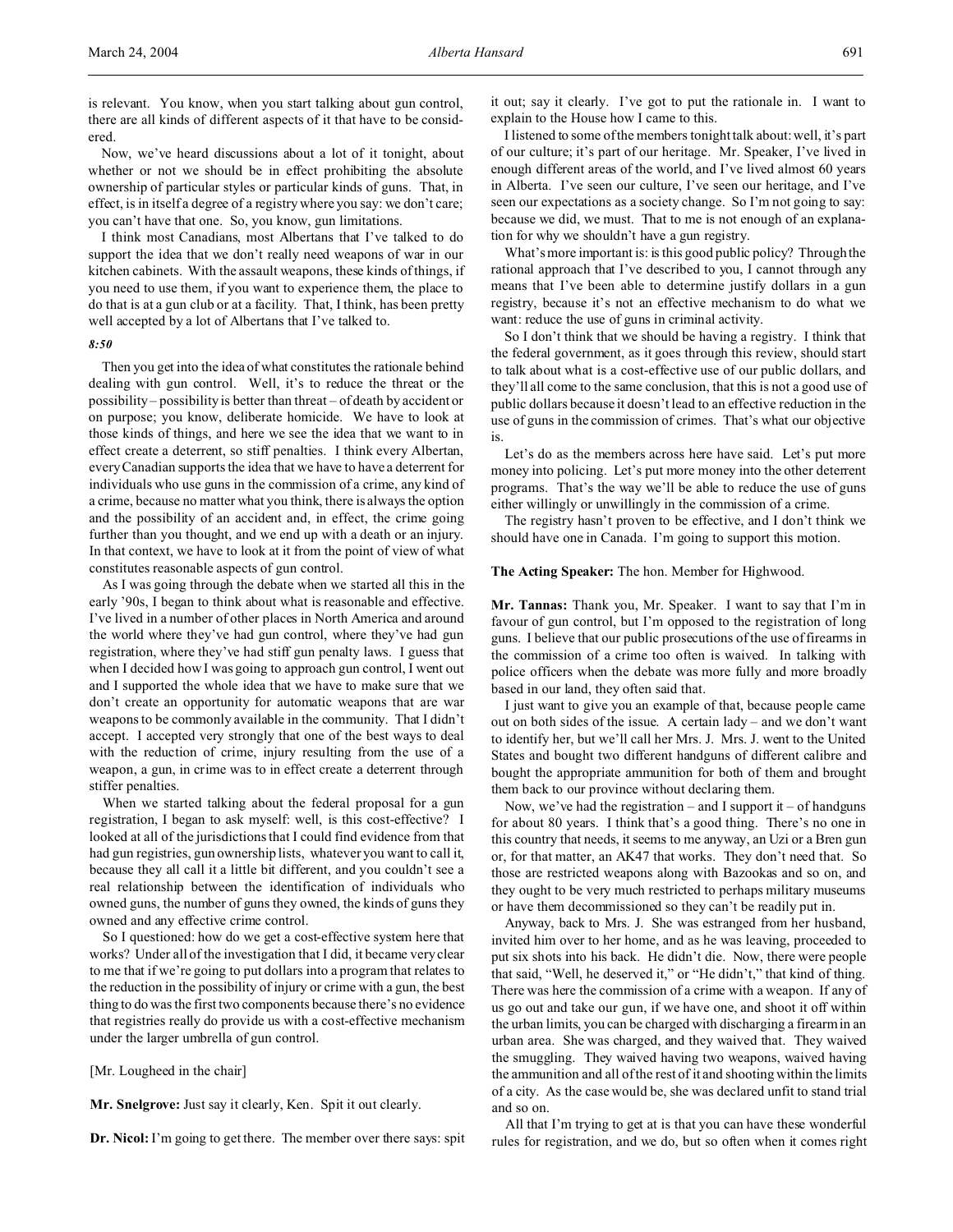is relevant. You know, when you start talking about gun control, there are all kinds of different aspects of it that have to be considered.

Now, we've heard discussions about a lot of it tonight, about whether or not we should be in effect prohibiting the absolute ownership of particular styles or particular kinds of guns. That, in effect, is in itself a degree of a registry where you say: we don't care; you can't have that one. So, you know, gun limitations.

I think most Canadians, most Albertans that I've talked to do support the idea that we don't really need weapons of war in our kitchen cabinets. With the assault weapons, these kinds of things, if you need to use them, if you want to experience them, the place to do that is at a gun club or at a facility. That, I think, has been pretty well accepted by a lot of Albertans that I've talked to.

*8:50*

Then you get into the idea of what constitutes the rationale behind dealing with gun control. Well, it's to reduce the threat or the possibility – possibility is better than threat – of death by accident or on purpose; you know, deliberate homicide. We have to look at those kinds of things, and here we see the idea that we want to in effect create a deterrent, so stiff penalties. I think every Albertan, every Canadian supports the idea that we have to have a deterrent for individuals who use guns in the commission of a crime, any kind of a crime, because no matter what you think, there is always the option and the possibility of an accident and, in effect, the crime going further than you thought, and we end up with a death or an injury. In that context, we have to look at it from the point of view of what constitutes reasonable aspects of gun control.

As I was going through the debate when we started all this in the early '90s, I began to think about what is reasonable and effective. I've lived in a number of other places in North America and around the world where they've had gun control, where they've had gun registration, where they've had stiff gun penalty laws. I guess that when I decided how I was going to approach gun control, I went out and I supported the whole idea that we have to make sure that we don't create an opportunity for automatic weapons that are war weapons to be commonly available in the community. That I didn't accept. I accepted very strongly that one of the best ways to deal with the reduction of crime, injury resulting from the use of a weapon, a gun, in crime was to in effect create a deterrent through stiffer penalties.

When we started talking about the federal proposal for a gun registration, I began to ask myself: well, is this cost-effective? I looked at all of the jurisdictions that I could find evidence from that had gun registries, gun ownership lists, whatever you want to call it, because they all call it a little bit different, and you couldn't see a real relationship between the identification of individuals who owned guns, the number of guns they owned, the kinds of guns they owned and any effective crime control.

So I questioned: how do we get a cost-effective system here that works? Under all of the investigation that I did, it became very clear to me that if we're going to put dollars into a program that relates to the reduction in the possibility of injury or crime with a gun, the best thing to do was the first two components because there's no evidence that registries really do provide us with a cost-effective mechanism under the larger umbrella of gun control.

[Mr. Lougheed in the chair]

**Mr. Snelgrove:** Just say it clearly, Ken. Spit it out clearly.

**Dr. Nicol:** I'm going to get there. The member over there says: spit it out; say it clearly. I've got to put the rationale in. I want to explain to the House how I came to this.

I listened to some of the members tonight talk about: well, it's part of our culture; it's part of our heritage. Mr. Speaker, I've lived in enough different areas of the world, and I've lived almost 60 years in Alberta. I've seen our culture, I've seen our heritage, and I've seen our expectations as a society change. So I'm not going to say: because we did, we must. That to me is not enough of an explanation for why we shouldn't have a gun registry.

What's more important is: is this good public policy? Through the rational approach that I've described to you, I cannot through any means that I've been able to determine justify dollars in a gun registry, because it's not an effective mechanism to do what we want: reduce the use of guns in criminal activity.

So I don't think that we should be having a registry. I think that the federal government, as it goes through this review, should start to talk about what is a cost-effective use of our public dollars, and they'll all come to the same conclusion, that this is not a good use of public dollars because it doesn't lead to an effective reduction in the use of guns in the commission of crimes. That's what our objective is.

Let's do as the members across here have said. Let's put more money into policing. Let's put more money into the other deterrent programs. That's the way we'll be able to reduce the use of guns either willingly or unwillingly in the commission of a crime.

The registry hasn't proven to be effective, and I don't think we should have one in Canada. I'm going to support this motion.

**The Acting Speaker:** The hon. Member for Highwood.

**Mr. Tannas:** Thank you, Mr. Speaker. I want to say that I'm in favour of gun control, but I'm opposed to the registration of long guns. I believe that our public prosecutions of the use of firearms in the commission of a crime too often is waived. In talking with police officers when the debate was more fully and more broadly based in our land, they often said that.

I just want to give you an example of that, because people came out on both sides of the issue. A certain lady – and we don't want to identify her, but we'll call her Mrs. J. Mrs. J. went to the United States and bought two different handguns of different calibre and bought the appropriate ammunition for both of them and brought them back to our province without declaring them.

Now, we've had the registration – and I support it – of handguns for about 80 years. I think that's a good thing. There's no one in this country that needs, it seems to me anyway, an Uzi or a Bren gun or, for that matter, an AK47 that works. They don't need that. So those are restricted weapons along with Bazookas and so on, and they ought to be very much restricted to perhaps military museums or have them decommissioned so they can't be readily put in.

Anyway, back to Mrs. J. She was estranged from her husband, invited him over to her home, and as he was leaving, proceeded to put six shots into his back. He didn't die. Now, there were people that said, "Well, he deserved it," or "He didn't," that kind of thing. There was here the commission of a crime with a weapon. If any of us go out and take our gun, if we have one, and shoot it off within the urban limits, you can be charged with discharging a firearm in an urban area. She was charged, and they waived that. They waived the smuggling. They waived having two weapons, waived having the ammunition and all of the rest of it and shooting within the limits of a city. As the case would be, she was declared unfit to stand trial and so on.

All that I'm trying to get at is that you can have these wonderful rules for registration, and we do, but so often when it comes right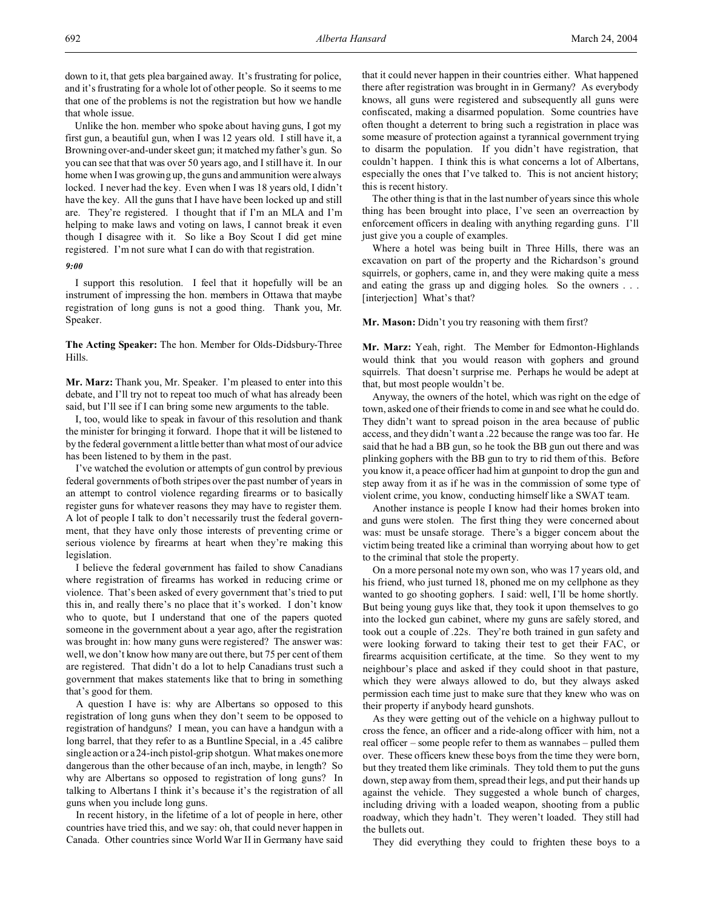down to it, that gets plea bargained away. It's frustrating for police, and it's frustrating for a whole lot of other people. So it seems to me that one of the problems is not the registration but how we handle that whole issue.

Unlike the hon. member who spoke about having guns, I got my first gun, a beautiful gun, when I was 12 years old. I still have it, a Browning over-and-under skeet gun; it matched my father's gun. So you can see that that was over 50 years ago, and I still have it. In our home when I was growing up, the guns and ammunition were always locked. I never had the key. Even when I was 18 years old, I didn't have the key. All the guns that I have have been locked up and still are. They're registered. I thought that if I'm an MLA and I'm helping to make laws and voting on laws, I cannot break it even though I disagree with it. So like a Boy Scout I did get mine registered. I'm not sure what I can do with that registration.

*9:00*

I support this resolution. I feel that it hopefully will be an instrument of impressing the hon. members in Ottawa that maybe registration of long guns is not a good thing. Thank you, Mr. Speaker.

**The Acting Speaker:** The hon. Member for Olds-Didsbury-Three Hills.

**Mr. Marz:** Thank you, Mr. Speaker. I'm pleased to enter into this debate, and I'll try not to repeat too much of what has already been said, but I'll see if I can bring some new arguments to the table.

I, too, would like to speak in favour of this resolution and thank the minister for bringing it forward. I hope that it will be listened to by the federal government a little better than what most of our advice has been listened to by them in the past.

I've watched the evolution or attempts of gun control by previous federal governments of both stripes over the past number of years in an attempt to control violence regarding firearms or to basically register guns for whatever reasons they may have to register them. A lot of people I talk to don't necessarily trust the federal government, that they have only those interests of preventing crime or serious violence by firearms at heart when they're making this legislation.

I believe the federal government has failed to show Canadians where registration of firearms has worked in reducing crime or violence. That's been asked of every government that's tried to put this in, and really there's no place that it's worked. I don't know who to quote, but I understand that one of the papers quoted someone in the government about a year ago, after the registration was brought in: how many guns were registered? The answer was: well, we don't know how many are out there, but 75 per cent of them are registered. That didn't do a lot to help Canadians trust such a government that makes statements like that to bring in something that's good for them.

A question I have is: why are Albertans so opposed to this registration of long guns when they don't seem to be opposed to registration of handguns? I mean, you can have a handgun with a long barrel, that they refer to as a Buntline Special, in a .45 calibre single action or a 24-inch pistol-grip shotgun. What makes one more dangerous than the other because of an inch, maybe, in length? So why are Albertans so opposed to registration of long guns? In talking to Albertans I think it's because it's the registration of all guns when you include long guns.

In recent history, in the lifetime of a lot of people in here, other countries have tried this, and we say: oh, that could never happen in Canada. Other countries since World War II in Germany have said that it could never happen in their countries either. What happened there after registration was brought in in Germany? As everybody knows, all guns were registered and subsequently all guns were confiscated, making a disarmed population. Some countries have often thought a deterrent to bring such a registration in place was some measure of protection against a tyrannical government trying to disarm the population. If you didn't have registration, that couldn't happen. I think this is what concerns a lot of Albertans, especially the ones that I've talked to. This is not ancient history; this is recent history.

The other thing is that in the last number of years since this whole thing has been brought into place, I've seen an overreaction by enforcement officers in dealing with anything regarding guns. I'll just give you a couple of examples.

Where a hotel was being built in Three Hills, there was an excavation on part of the property and the Richardson's ground squirrels, or gophers, came in, and they were making quite a mess and eating the grass up and digging holes. So the owners . . . [interjection] What's that?

**Mr. Mason:** Didn't you try reasoning with them first?

**Mr. Marz:** Yeah, right. The Member for Edmonton-Highlands would think that you would reason with gophers and ground squirrels. That doesn't surprise me. Perhaps he would be adept at that, but most people wouldn't be.

Anyway, the owners of the hotel, which was right on the edge of town, asked one of their friends to come in and see what he could do. They didn't want to spread poison in the area because of public access, and they didn't want a .22 because the range was too far. He said that he had a BB gun, so he took the BB gun out there and was plinking gophers with the BB gun to try to rid them of this. Before you know it, a peace officer had him at gunpoint to drop the gun and step away from it as if he was in the commission of some type of violent crime, you know, conducting himself like a SWAT team.

Another instance is people I know had their homes broken into and guns were stolen. The first thing they were concerned about was: must be unsafe storage. There's a bigger concern about the victim being treated like a criminal than worrying about how to get to the criminal that stole the property.

On a more personal note my own son, who was 17 years old, and his friend, who just turned 18, phoned me on my cellphone as they wanted to go shooting gophers. I said: well, I'll be home shortly. But being young guys like that, they took it upon themselves to go into the locked gun cabinet, where my guns are safely stored, and took out a couple of .22s. They're both trained in gun safety and were looking forward to taking their test to get their FAC, or firearms acquisition certificate, at the time. So they went to my neighbour's place and asked if they could shoot in that pasture, which they were always allowed to do, but they always asked permission each time just to make sure that they knew who was on their property if anybody heard gunshots.

As they were getting out of the vehicle on a highway pullout to cross the fence, an officer and a ride-along officer with him, not a real officer – some people refer to them as wannabes – pulled them over. These officers knew these boys from the time they were born, but they treated them like criminals. They told them to put the guns down, step away from them, spread their legs, and put their hands up against the vehicle. They suggested a whole bunch of charges, including driving with a loaded weapon, shooting from a public roadway, which they hadn't. They weren't loaded. They still had the bullets out.

They did everything they could to frighten these boys to a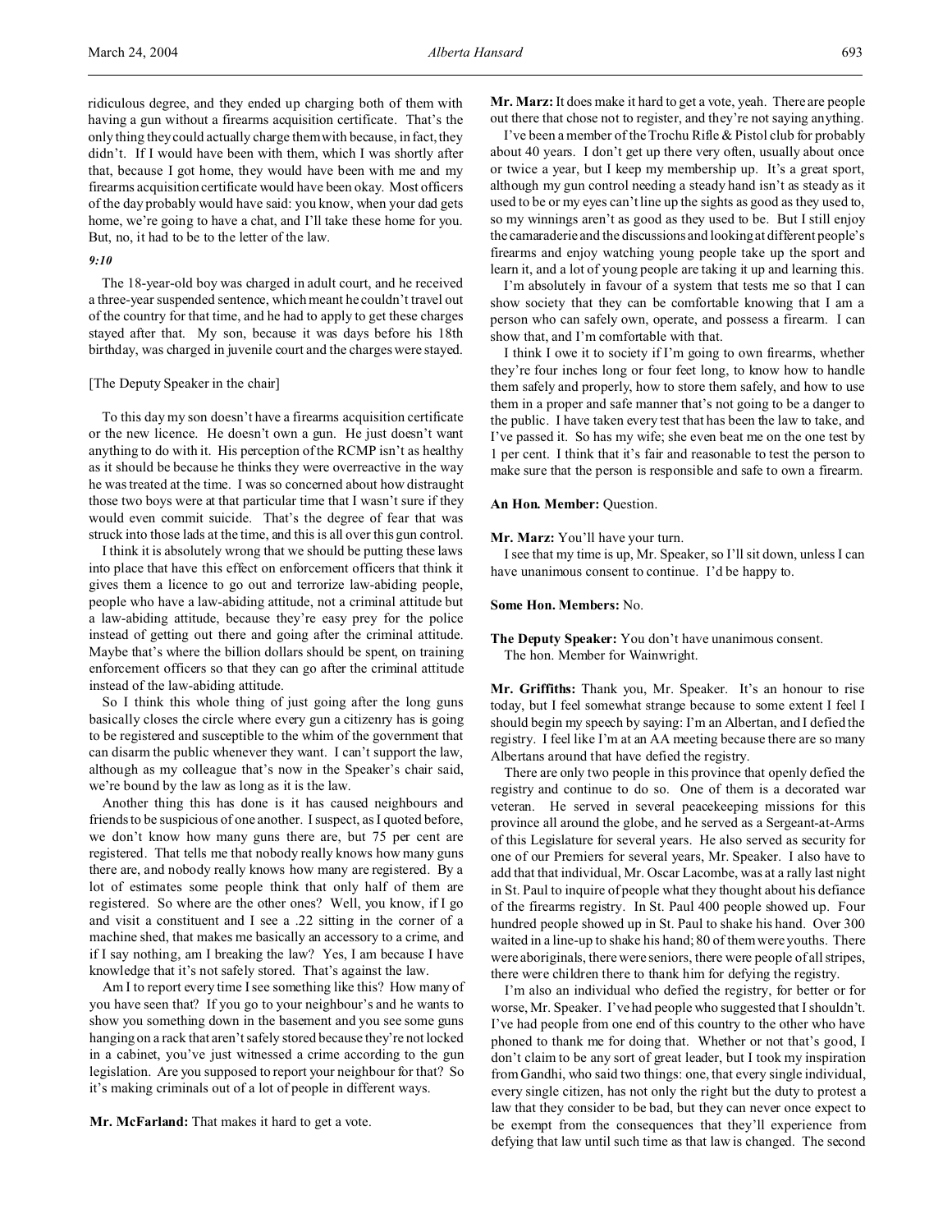ridiculous degree, and they ended up charging both of them with having a gun without a firearms acquisition certificate. That's the only thing they could actually charge them with because, in fact, they didn't. If I would have been with them, which I was shortly after that, because I got home, they would have been with me and my firearms acquisition certificate would have been okay. Most officers of the day probably would have said: you know, when your dad gets home, we're going to have a chat, and I'll take these home for you. But, no, it had to be to the letter of the law.

*9:10*

The 18-year-old boy was charged in adult court, and he received a three-year suspended sentence, which meant he couldn't travel out of the country for that time, and he had to apply to get these charges stayed after that. My son, because it was days before his 18th birthday, was charged in juvenile court and the charges were stayed.

[The Deputy Speaker in the chair]

To this day my son doesn't have a firearms acquisition certificate or the new licence. He doesn't own a gun. He just doesn't want anything to do with it. His perception of the RCMP isn't as healthy as it should be because he thinks they were overreactive in the way he was treated at the time. I was so concerned about how distraught those two boys were at that particular time that I wasn't sure if they would even commit suicide. That's the degree of fear that was struck into those lads at the time, and this is all over this gun control.

I think it is absolutely wrong that we should be putting these laws into place that have this effect on enforcement officers that think it gives them a licence to go out and terrorize law-abiding people, people who have a law-abiding attitude, not a criminal attitude but a law-abiding attitude, because they're easy prey for the police instead of getting out there and going after the criminal attitude. Maybe that's where the billion dollars should be spent, on training enforcement officers so that they can go after the criminal attitude instead of the law-abiding attitude.

So I think this whole thing of just going after the long guns basically closes the circle where every gun a citizenry has is going to be registered and susceptible to the whim of the government that can disarm the public whenever they want. I can't support the law, although as my colleague that's now in the Speaker's chair said, we're bound by the law as long as it is the law.

Another thing this has done is it has caused neighbours and friends to be suspicious of one another. I suspect, as I quoted before, we don't know how many guns there are, but 75 per cent are registered. That tells me that nobody really knows how many guns there are, and nobody really knows how many are registered. By a lot of estimates some people think that only half of them are registered. So where are the other ones? Well, you know, if I go and visit a constituent and I see a .22 sitting in the corner of a machine shed, that makes me basically an accessory to a crime, and if I say nothing, am I breaking the law? Yes, I am because I have knowledge that it's not safely stored. That's against the law.

Am I to report every time I see something like this? How many of you have seen that? If you go to your neighbour's and he wants to show you something down in the basement and you see some guns hanging on a rack that aren't safely stored because they're not locked in a cabinet, you've just witnessed a crime according to the gun legislation. Are you supposed to report your neighbour for that? So it's making criminals out of a lot of people in different ways.

**Mr. McFarland:** That makes it hard to get a vote.

**Mr. Marz:** It does make it hard to get a vote, yeah. There are people out there that chose not to register, and they're not saying anything.

I've been a member of the Trochu Rifle & Pistol club for probably about 40 years. I don't get up there very often, usually about once or twice a year, but I keep my membership up. It's a great sport, although my gun control needing a steady hand isn't as steady as it used to be or my eyes can't line up the sights as good as they used to, so my winnings aren't as good as they used to be. But I still enjoy the camaraderie and the discussions and looking at different people's firearms and enjoy watching young people take up the sport and learn it, and a lot of young people are taking it up and learning this.

I'm absolutely in favour of a system that tests me so that I can show society that they can be comfortable knowing that I am a person who can safely own, operate, and possess a firearm. I can show that, and I'm comfortable with that.

I think I owe it to society if I'm going to own firearms, whether they're four inches long or four feet long, to know how to handle them safely and properly, how to store them safely, and how to use them in a proper and safe manner that's not going to be a danger to the public. I have taken every test that has been the law to take, and I've passed it. So has my wife; she even beat me on the one test by 1 per cent. I think that it's fair and reasonable to test the person to make sure that the person is responsible and safe to own a firearm.

**An Hon. Member:** Question.

**Mr. Marz:** You'll have your turn.

I see that my time is up, Mr. Speaker, so I'll sit down, unless I can have unanimous consent to continue. I'd be happy to.

**Some Hon. Members:** No.

**The Deputy Speaker:** You don't have unanimous consent.

The hon. Member for Wainwright.

**Mr. Griffiths:** Thank you, Mr. Speaker. It's an honour to rise today, but I feel somewhat strange because to some extent I feel I should begin my speech by saying: I'm an Albertan, and I defied the registry. I feel like I'm at an AA meeting because there are so many Albertans around that have defied the registry.

There are only two people in this province that openly defied the registry and continue to do so. One of them is a decorated war veteran. He served in several peacekeeping missions for this province all around the globe, and he served as a Sergeant-at-Arms of this Legislature for several years. He also served as security for one of our Premiers for several years, Mr. Speaker. I also have to add that that individual, Mr. Oscar Lacombe, was at a rally last night in St. Paul to inquire of people what they thought about his defiance of the firearms registry. In St. Paul 400 people showed up. Four hundred people showed up in St. Paul to shake his hand. Over 300 waited in a line-up to shake his hand; 80 of them were youths. There were aboriginals, there were seniors, there were people of all stripes, there were children there to thank him for defying the registry.

I'm also an individual who defied the registry, for better or for worse, Mr. Speaker. I've had people who suggested that I shouldn't. I've had people from one end of this country to the other who have phoned to thank me for doing that. Whether or not that's good, I don't claim to be any sort of great leader, but I took my inspiration from Gandhi, who said two things: one, that every single individual, every single citizen, has not only the right but the duty to protest a law that they consider to be bad, but they can never once expect to be exempt from the consequences that they'll experience from defying that law until such time as that law is changed. The second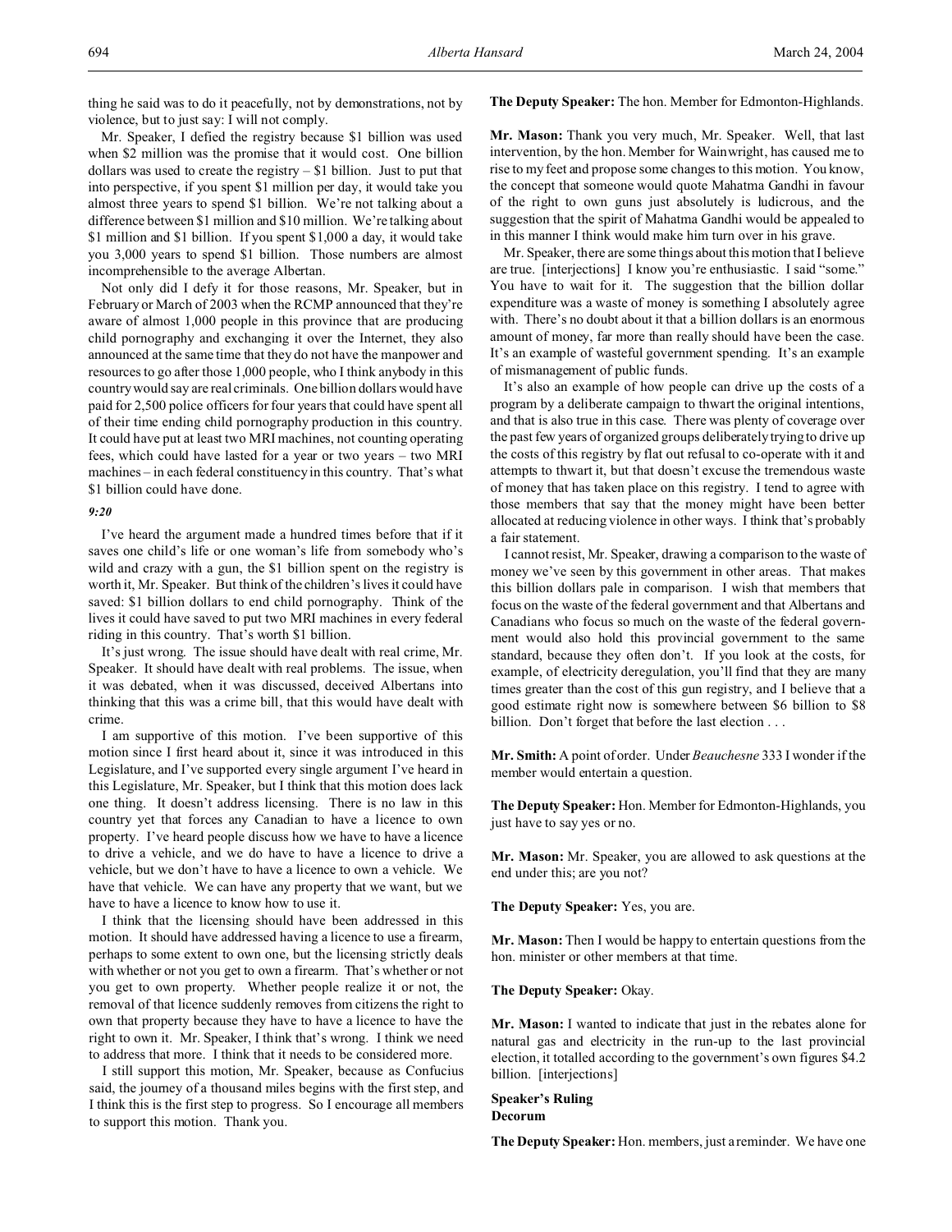thing he said was to do it peacefully, not by demonstrations, not by violence, but to just say: I will not comply.

Mr. Speaker, I defied the registry because $1 billion was used when $2 million was the promise that it would cost. One billion dollars was used to create the registry – $1 billion. Just to put that into perspective, if you spent $1 million per day, it would take you almost three years to spend $1 billion. We're not talking about a difference between $1 million and $10 million. We're talking about $1 million and $1 billion. If you spent $1,000 a day, it would take you 3,000 years to spend $1 billion. Those numbers are almost incomprehensible to the average Albertan.

Not only did I defy it for those reasons, Mr. Speaker, but in February or March of 2003 when the RCMP announced that they're aware of almost 1,000 people in this province that are producing child pornography and exchanging it over the Internet, they also announced at the same time that they do not have the manpower and resources to go after those 1,000 people, who I think anybody in this country would say are real criminals. One billion dollars would have paid for 2,500 police officers for four years that could have spent all of their time ending child pornography production in this country. It could have put at least two MRI machines, not counting operating fees, which could have lasted for a year or two years – two MRI machines – in each federal constituency in this country. That's what $1 billion could have done.

*9:20*

I've heard the argument made a hundred times before that if it saves one child's life or one woman's life from somebody who's wild and crazy with a gun, the $1 billion spent on the registry is worth it, Mr. Speaker. But think of the children's lives it could have saved: $1 billion dollars to end child pornography. Think of the lives it could have saved to put two MRI machines in every federal riding in this country. That's worth $1 billion.

It's just wrong. The issue should have dealt with real crime, Mr. Speaker. It should have dealt with real problems. The issue, when it was debated, when it was discussed, deceived Albertans into thinking that this was a crime bill, that this would have dealt with crime.

I am supportive of this motion. I've been supportive of this motion since I first heard about it, since it was introduced in this Legislature, and I've supported every single argument I've heard in this Legislature, Mr. Speaker, but I think that this motion does lack one thing. It doesn't address licensing. There is no law in this country yet that forces any Canadian to have a licence to own property. I've heard people discuss how we have to have a licence to drive a vehicle, and we do have to have a licence to drive a vehicle, but we don't have to have a licence to own a vehicle. We have that vehicle. We can have any property that we want, but we have to have a licence to know how to use it.

I think that the licensing should have been addressed in this motion. It should have addressed having a licence to use a firearm, perhaps to some extent to own one, but the licensing strictly deals with whether or not you get to own a firearm. That's whether or not you get to own property. Whether people realize it or not, the removal of that licence suddenly removes from citizens the right to own that property because they have to have a licence to have the right to own it. Mr. Speaker, I think that's wrong. I think we need to address that more. I think that it needs to be considered more.

I still support this motion, Mr. Speaker, because as Confucius said, the journey of a thousand miles begins with the first step, and I think this is the first step to progress. So I encourage all members to support this motion. Thank you.

**The Deputy Speaker:** The hon. Member for Edmonton-Highlands.

**Mr. Mason:** Thank you very much, Mr. Speaker. Well, that last intervention, by the hon. Member for Wainwright, has caused me to rise to my feet and propose some changes to this motion. You know, the concept that someone would quote Mahatma Gandhi in favour of the right to own guns just absolutely is ludicrous, and the suggestion that the spirit of Mahatma Gandhi would be appealed to in this manner I think would make him turn over in his grave.

Mr. Speaker, there are some things about this motion that I believe are true. [interjections] I know you're enthusiastic. I said "some." You have to wait for it. The suggestion that the billion dollar expenditure was a waste of money is something I absolutely agree with. There's no doubt about it that a billion dollars is an enormous amount of money, far more than really should have been the case. It's an example of wasteful government spending. It's an example of mismanagement of public funds.

It's also an example of how people can drive up the costs of a program by a deliberate campaign to thwart the original intentions, and that is also true in this case. There was plenty of coverage over the past few years of organized groups deliberately trying to drive up the costs of this registry by flat out refusal to co-operate with it and attempts to thwart it, but that doesn't excuse the tremendous waste of money that has taken place on this registry. I tend to agree with those members that say that the money might have been better allocated at reducing violence in other ways. I think that's probably a fair statement.

I cannot resist, Mr. Speaker, drawing a comparison to the waste of money we've seen by this government in other areas. That makes this billion dollars pale in comparison. I wish that members that focus on the waste of the federal government and that Albertans and Canadians who focus so much on the waste of the federal government would also hold this provincial government to the same standard, because they often don't. If you look at the costs, for example, of electricity deregulation, you'll find that they are many times greater than the cost of this gun registry, and I believe that a good estimate right now is somewhere between $6 billion to $8 billion. Don't forget that before the last election . . .

**Mr. Smith:** A point of order. Under *Beauchesne* 333 I wonder if the member would entertain a question.

**The Deputy Speaker:** Hon. Member for Edmonton-Highlands, you just have to say yes or no.

**Mr. Mason:** Mr. Speaker, you are allowed to ask questions at the end under this; are you not?

**The Deputy Speaker:** Yes, you are.

**Mr. Mason:** Then I would be happy to entertain questions from the hon. minister or other members at that time.

**The Deputy Speaker:** Okay.

**Mr. Mason:** I wanted to indicate that just in the rebates alone for natural gas and electricity in the run-up to the last provincial election, it totalled according to the government's own figures $4.2 billion. [interjections]

### Speaker's Ruling
### Decorum

**The Deputy Speaker:** Hon. members, just a reminder. We have one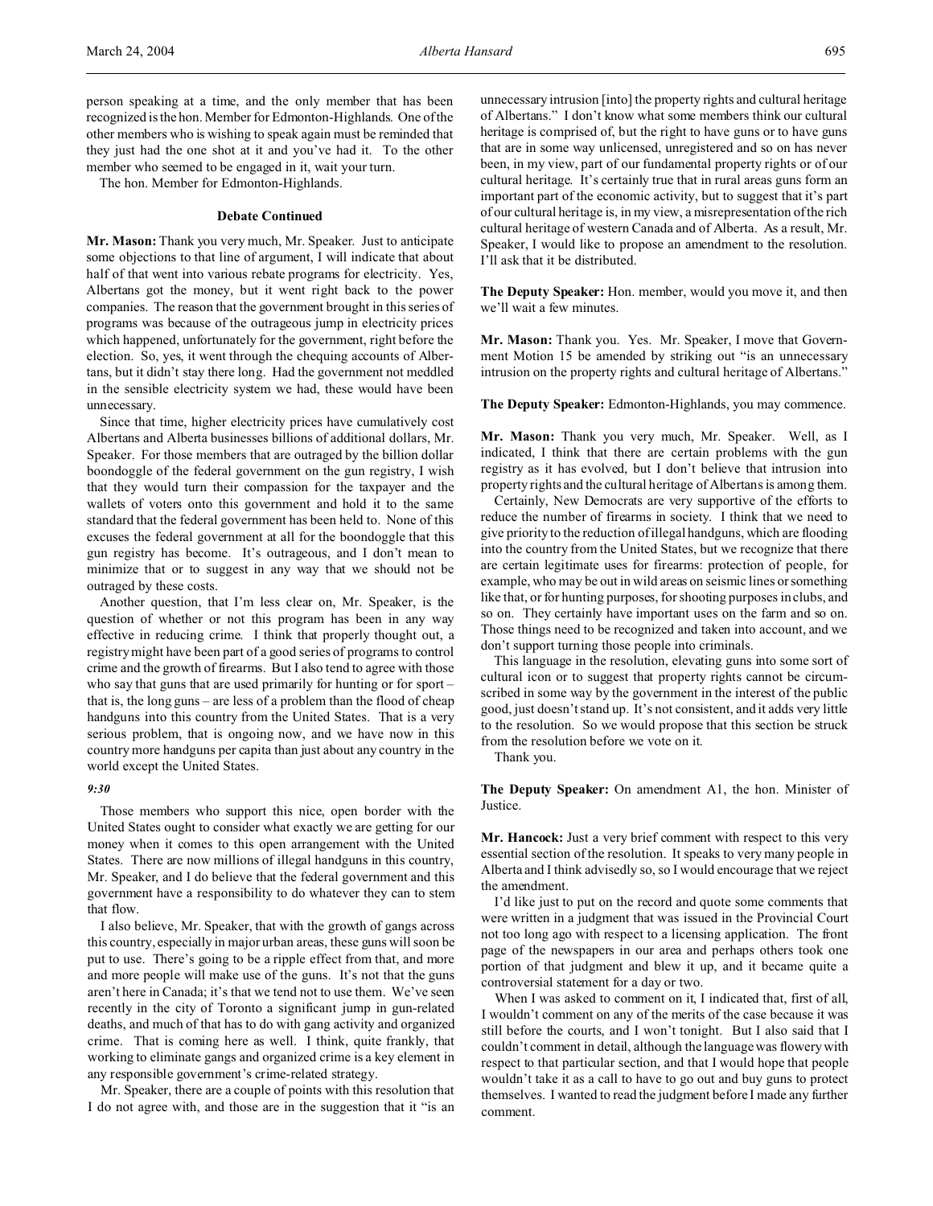person speaking at a time, and the only member that has been recognized is the hon. Member for Edmonton-Highlands. One of the other members who is wishing to speak again must be reminded that they just had the one shot at it and you've had it. To the other member who seemed to be engaged in it, wait your turn.

The hon. Member for Edmonton-Highlands.

**Debate Continued**

**Mr. Mason:** Thank you very much, Mr. Speaker. Just to anticipate some objections to that line of argument, I will indicate that about half of that went into various rebate programs for electricity. Yes, Albertans got the money, but it went right back to the power companies. The reason that the government brought in this series of programs was because of the outrageous jump in electricity prices which happened, unfortunately for the government, right before the election. So, yes, it went through the chequing accounts of Albertans, but it didn't stay there long. Had the government not meddled in the sensible electricity system we had, these would have been unnecessary.

Since that time, higher electricity prices have cumulatively cost Albertans and Alberta businesses billions of additional dollars, Mr. Speaker. For those members that are outraged by the billion dollar boondoggle of the federal government on the gun registry, I wish that they would turn their compassion for the taxpayer and the wallets of voters onto this government and hold it to the same standard that the federal government has been held to. None of this excuses the federal government at all for the boondoggle that this gun registry has become. It's outrageous, and I don't mean to minimize that or to suggest in any way that we should not be outraged by these costs.

Another question, that I'm less clear on, Mr. Speaker, is the question of whether or not this program has been in any way effective in reducing crime. I think that properly thought out, a registry might have been part of a good series of programs to control crime and the growth of firearms. But I also tend to agree with those who say that guns that are used primarily for hunting or for sport – that is, the long guns – are less of a problem than the flood of cheap handguns into this country from the United States. That is a very serious problem, that is ongoing now, and we have now in this country more handguns per capita than just about any country in the world except the United States.

*9:30*

Those members who support this nice, open border with the United States ought to consider what exactly we are getting for our money when it comes to this open arrangement with the United States. There are now millions of illegal handguns in this country, Mr. Speaker, and I do believe that the federal government and this government have a responsibility to do whatever they can to stem that flow.

I also believe, Mr. Speaker, that with the growth of gangs across this country, especially in major urban areas, these guns will soon be put to use. There's going to be a ripple effect from that, and more and more people will make use of the guns. It's not that the guns aren't here in Canada; it's that we tend not to use them. We've seen recently in the city of Toronto a significant jump in gun-related deaths, and much of that has to do with gang activity and organized crime. That is coming here as well. I think, quite frankly, that working to eliminate gangs and organized crime is a key element in any responsible government's crime-related strategy.

Mr. Speaker, there are a couple of points with this resolution that I do not agree with, and those are in the suggestion that it "is an unnecessary intrusion [into] the property rights and cultural heritage of Albertans." I don't know what some members think our cultural heritage is comprised of, but the right to have guns or to have guns that are in some way unlicensed, unregistered and so on has never been, in my view, part of our fundamental property rights or of our cultural heritage. It's certainly true that in rural areas guns form an important part of the economic activity, but to suggest that it's part of our cultural heritage is, in my view, a misrepresentation of the rich cultural heritage of western Canada and of Alberta. As a result, Mr. Speaker, I would like to propose an amendment to the resolution. I'll ask that it be distributed.

**The Deputy Speaker:** Hon. member, would you move it, and then we'll wait a few minutes.

**Mr. Mason:** Thank you. Yes. Mr. Speaker, I move that Government Motion 15 be amended by striking out "is an unnecessary intrusion on the property rights and cultural heritage of Albertans."

**The Deputy Speaker:** Edmonton-Highlands, you may commence.

**Mr. Mason:** Thank you very much, Mr. Speaker. Well, as I indicated, I think that there are certain problems with the gun registry as it has evolved, but I don't believe that intrusion into property rights and the cultural heritage of Albertans is among them.

Certainly, New Democrats are very supportive of the efforts to reduce the number of firearms in society. I think that we need to give priority to the reduction of illegal handguns, which are flooding into the country from the United States, but we recognize that there are certain legitimate uses for firearms: protection of people, for example, who may be out in wild areas on seismic lines or something like that, or for hunting purposes, for shooting purposes in clubs, and so on. They certainly have important uses on the farm and so on. Those things need to be recognized and taken into account, and we don't support turning those people into criminals.

This language in the resolution, elevating guns into some sort of cultural icon or to suggest that property rights cannot be circumscribed in some way by the government in the interest of the public good, just doesn't stand up. It's not consistent, and it adds very little to the resolution. So we would propose that this section be struck from the resolution before we vote on it.

Thank you.

**The Deputy Speaker:** On amendment A1, the hon. Minister of Justice.

**Mr. Hancock:** Just a very brief comment with respect to this very essential section of the resolution. It speaks to very many people in Alberta and I think advisedly so, so I would encourage that we reject the amendment.

I'd like just to put on the record and quote some comments that were written in a judgment that was issued in the Provincial Court not too long ago with respect to a licensing application. The front page of the newspapers in our area and perhaps others took one portion of that judgment and blew it up, and it became quite a controversial statement for a day or two.

When I was asked to comment on it, I indicated that, first of all, I wouldn't comment on any of the merits of the case because it was still before the courts, and I won't tonight. But I also said that I couldn't comment in detail, although the language was flowery with respect to that particular section, and that I would hope that people wouldn't take it as a call to have to go out and buy guns to protect themselves. I wanted to read the judgment before I made any further comment.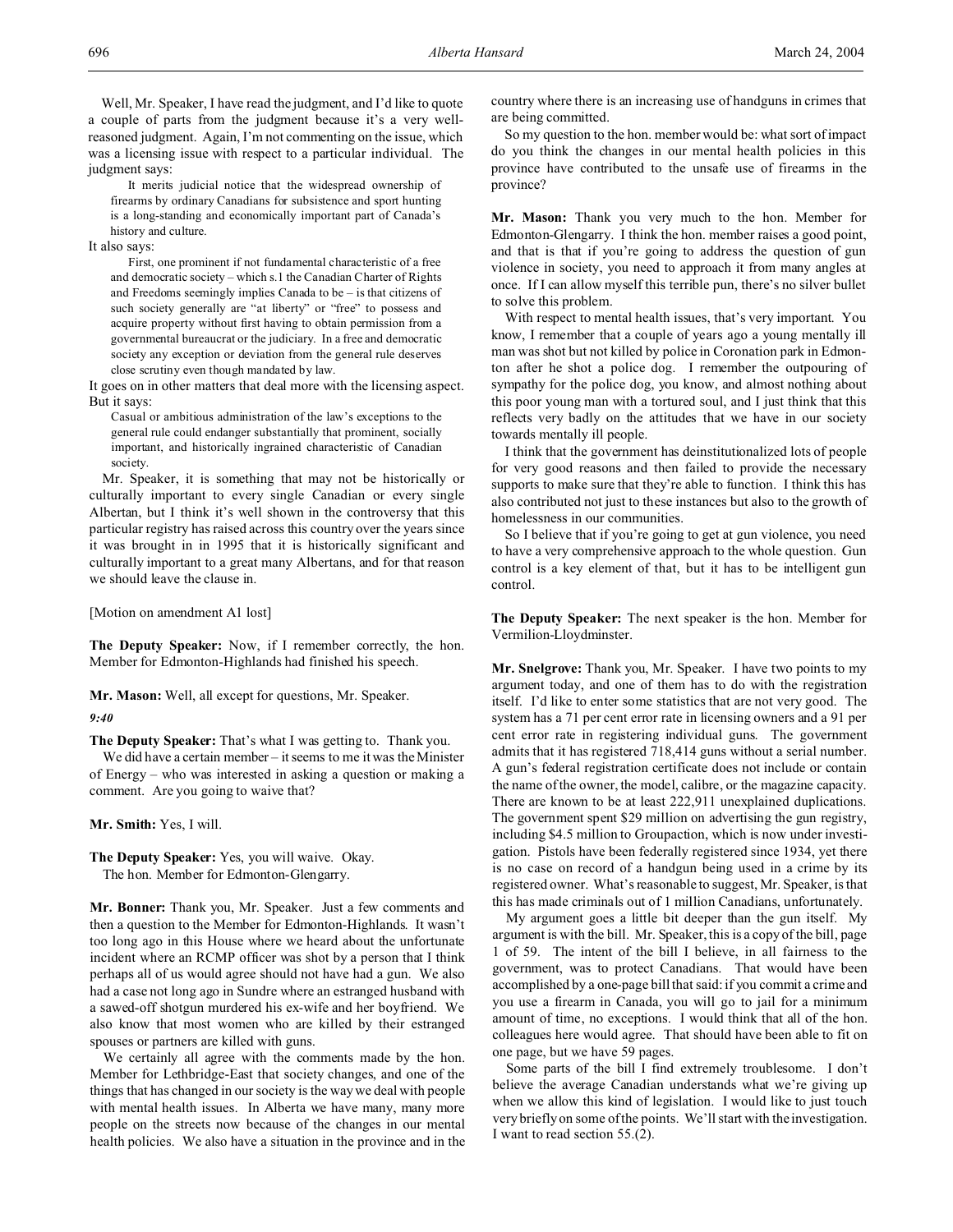Well, Mr. Speaker, I have read the judgment, and I'd like to quote a couple of parts from the judgment because it's a very well-reasoned judgment. Again, I'm not commenting on the issue, which was a licensing issue with respect to a particular individual. The judgment says:

> It merits judicial notice that the widespread ownership of firearms by ordinary Canadians for subsistence and sport hunting is a long-standing and economically important part of Canada's history and culture.

It also says:

> First, one prominent if not fundamental characteristic of a free and democratic society – which s.1 the Canadian Charter of Rights and Freedoms seemingly implies Canada to be – is that citizens of such society generally are "at liberty" or "free" to possess and acquire property without first having to obtain permission from a governmental bureaucrat or the judiciary. In a free and democratic society any exception or deviation from the general rule deserves close scrutiny even though mandated by law.

It goes on in other matters that deal more with the licensing aspect. But it says:

> Casual or ambitious administration of the law's exceptions to the general rule could endanger substantially that prominent, socially important, and historically ingrained characteristic of Canadian society.

Mr. Speaker, it is something that may not be historically or culturally important to every single Canadian or every single Albertan, but I think it's well shown in the controversy that this particular registry has raised across this country over the years since it was brought in in 1995 that it is historically significant and culturally important to a great many Albertans, and for that reason we should leave the clause in.

[Motion on amendment A1 lost]

**The Deputy Speaker:** Now, if I remember correctly, the hon. Member for Edmonton-Highlands had finished his speech.

**Mr. Mason:** Well, all except for questions, Mr. Speaker.

*9:40*

**The Deputy Speaker:** That's what I was getting to. Thank you.

We did have a certain member – it seems to me it was the Minister of Energy – who was interested in asking a question or making a comment. Are you going to waive that?

**Mr. Smith:** Yes, I will.

**The Deputy Speaker:** Yes, you will waive. Okay.

The hon. Member for Edmonton-Glengarry.

**Mr. Bonner:** Thank you, Mr. Speaker. Just a few comments and then a question to the Member for Edmonton-Highlands. It wasn't too long ago in this House where we heard about the unfortunate incident where an RCMP officer was shot by a person that I think perhaps all of us would agree should not have had a gun. We also had a case not long ago in Sundre where an estranged husband with a sawed-off shotgun murdered his ex-wife and her boyfriend. We also know that most women who are killed by their estranged spouses or partners are killed with guns.

We certainly all agree with the comments made by the hon. Member for Lethbridge-East that society changes, and one of the things that has changed in our society is the way we deal with people with mental health issues. In Alberta we have many, many more people on the streets now because of the changes in our mental health policies. We also have a situation in the province and in the country where there is an increasing use of handguns in crimes that are being committed.

So my question to the hon. member would be: what sort of impact do you think the changes in our mental health policies in this province have contributed to the unsafe use of firearms in the province?

**Mr. Mason:** Thank you very much to the hon. Member for Edmonton-Glengarry. I think the hon. member raises a good point, and that is that if you're going to address the question of gun violence in society, you need to approach it from many angles at once. If I can allow myself this terrible pun, there's no silver bullet to solve this problem.

With respect to mental health issues, that's very important. You know, I remember that a couple of years ago a young mentally ill man was shot but not killed by police in Coronation park in Edmonton after he shot a police dog. I remember the outpouring of sympathy for the police dog, you know, and almost nothing about this poor young man with a tortured soul, and I just think that this reflects very badly on the attitudes that we have in our society towards mentally ill people.

I think that the government has deinstitutionalized lots of people for very good reasons and then failed to provide the necessary supports to make sure that they're able to function. I think this has also contributed not just to these instances but also to the growth of homelessness in our communities.

So I believe that if you're going to get at gun violence, you need to have a very comprehensive approach to the whole question. Gun control is a key element of that, but it has to be intelligent gun control.

**The Deputy Speaker:** The next speaker is the hon. Member for Vermilion-Lloydminster.

**Mr. Snelgrove:** Thank you, Mr. Speaker. I have two points to my argument today, and one of them has to do with the registration itself. I'd like to enter some statistics that are not very good. The system has a 71 per cent error rate in licensing owners and a 91 per cent error rate in registering individual guns. The government admits that it has registered 718,414 guns without a serial number. A gun's federal registration certificate does not include or contain the name of the owner, the model, calibre, or the magazine capacity. There are known to be at least 222,911 unexplained duplications. The government spent $29 million on advertising the gun registry, including $4.5 million to Groupaction, which is now under investigation. Pistols have been federally registered since 1934, yet there is no case on record of a handgun being used in a crime by its registered owner. What's reasonable to suggest, Mr. Speaker, is that this has made criminals out of 1 million Canadians, unfortunately.

My argument goes a little bit deeper than the gun itself. My argument is with the bill. Mr. Speaker, this is a copy of the bill, page 1 of 59. The intent of the bill I believe, in all fairness to the government, was to protect Canadians. That would have been accomplished by a one-page bill that said: if you commit a crime and you use a firearm in Canada, you will go to jail for a minimum amount of time, no exceptions. I would think that all of the hon. colleagues here would agree. That should have been able to fit on one page, but we have 59 pages.

Some parts of the bill I find extremely troublesome. I don't believe the average Canadian understands what we're giving up when we allow this kind of legislation. I would like to just touch very briefly on some of the points. We'll start with the investigation. I want to read section 55.(2).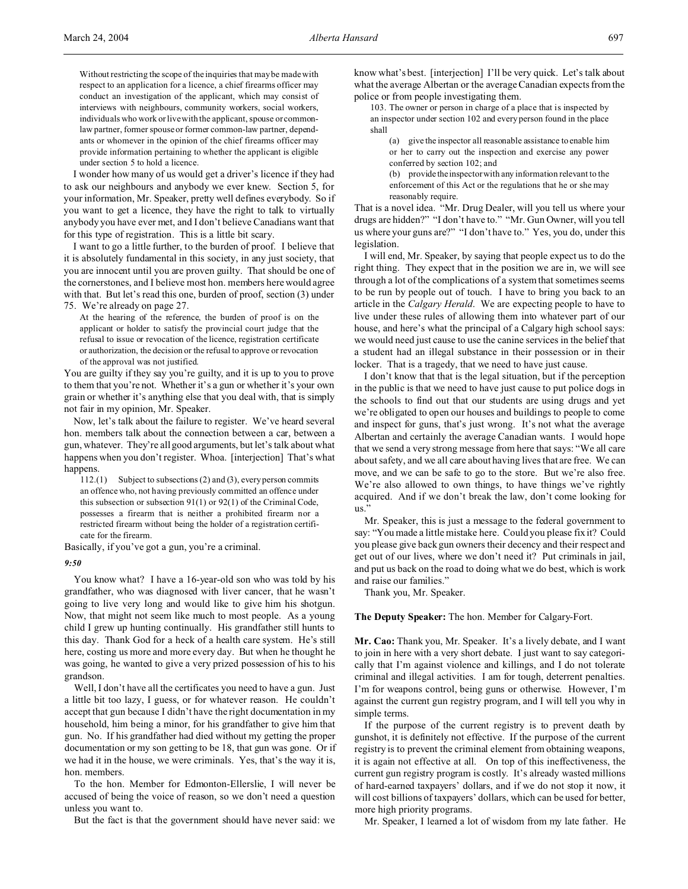> Without restricting the scope of the inquiries that may be made with respect to an application for a licence, a chief firearms officer may conduct an investigation of the applicant, which may consist of interviews with neighbours, community workers, social workers, individuals who work or live with the applicant, spouse or common-law partner, former spouse or former common-law partner, dependants or whomever in the opinion of the chief firearms officer may provide information pertaining to whether the applicant is eligible under section 5 to hold a licence.

I wonder how many of us would get a driver's licence if they had to ask our neighbours and anybody we ever knew. Section 5, for your information, Mr. Speaker, pretty well defines everybody. So if you want to get a licence, they have the right to talk to virtually anybody you have ever met, and I don't believe Canadians want that for this type of registration. This is a little bit scary.

I want to go a little further, to the burden of proof. I believe that it is absolutely fundamental in this society, in any just society, that you are innocent until you are proven guilty. That should be one of the cornerstones, and I believe most hon. members here would agree with that. But let's read this one, burden of proof, section (3) under 75. We're already on page 27.

> At the hearing of the reference, the burden of proof is on the applicant or holder to satisfy the provincial court judge that the refusal to issue or revocation of the licence, registration certificate or authorization, the decision or the refusal to approve or revocation of the approval was not justified.

You are guilty if they say you're guilty, and it is up to you to prove to them that you're not. Whether it's a gun or whether it's your own grain or whether it's anything else that you deal with, that is simply not fair in my opinion, Mr. Speaker.

Now, let's talk about the failure to register. We've heard several hon. members talk about the connection between a car, between a gun, whatever. They're all good arguments, but let's talk about what happens when you don't register. Whoa. [interjection] That's what happens.

> 112.(1) Subject to subsections (2) and (3), every person commits an offence who, not having previously committed an offence under this subsection or subsection 91(1) or 92(1) of the Criminal Code, possesses a firearm that is neither a prohibited firearm nor a restricted firearm without being the holder of a registration certificate for the firearm.

Basically, if you've got a gun, you're a criminal.

*9:50*

You know what? I have a 16-year-old son who was told by his grandfather, who was diagnosed with liver cancer, that he wasn't going to live very long and would like to give him his shotgun. Now, that might not seem like much to most people. As a young child I grew up hunting continually. His grandfather still hunts to this day. Thank God for a heck of a health care system. He's still here, costing us more and more every day. But when he thought he was going, he wanted to give a very prized possession of his to his grandson.

Well, I don't have all the certificates you need to have a gun. Just a little bit too lazy, I guess, or for whatever reason. He couldn't accept that gun because I didn't have the right documentation in my household, him being a minor, for his grandfather to give him that gun. No. If his grandfather had died without my getting the proper documentation or my son getting to be 18, that gun was gone. Or if we had it in the house, we were criminals. Yes, that's the way it is, hon. members.

To the hon. Member for Edmonton-Ellerslie, I will never be accused of being the voice of reason, so we don't need a question unless you want to.

But the fact is that the government should have never said: we know what's best. [interjection] I'll be very quick. Let's talk about what the average Albertan or the average Canadian expects from the police or from people investigating them.

> 103. The owner or person in charge of a place that is inspected by an inspector under section 102 and every person found in the place shall
>
> (a) give the inspector all reasonable assistance to enable him or her to carry out the inspection and exercise any power conferred by section 102; and
>
> (b) provide the inspector with any information relevant to the enforcement of this Act or the regulations that he or she may reasonably require.

That is a novel idea. "Mr. Drug Dealer, will you tell us where your drugs are hidden?" "I don't have to." "Mr. Gun Owner, will you tell us where your guns are?" "I don't have to." Yes, you do, under this legislation.

I will end, Mr. Speaker, by saying that people expect us to do the right thing. They expect that in the position we are in, we will see through a lot of the complications of a system that sometimes seems to be run by people out of touch. I have to bring you back to an article in the *Calgary Herald*. We are expecting people to have to live under these rules of allowing them into whatever part of our house, and here's what the principal of a Calgary high school says: we would need just cause to use the canine services in the belief that a student had an illegal substance in their possession or in their locker. That is a tragedy, that we need to have just cause.

I don't know that that is the legal situation, but if the perception in the public is that we need to have just cause to put police dogs in the schools to find out that our students are using drugs and yet we're obligated to open our houses and buildings to people to come and inspect for guns, that's just wrong. It's not what the average Albertan and certainly the average Canadian wants. I would hope that we send a very strong message from here that says: "We all care about safety, and we all care about having lives that are free. We can move, and we can be safe to go to the store. But we're also free. We're also allowed to own things, to have things we've rightly acquired. And if we don't break the law, don't come looking for us."

Mr. Speaker, this is just a message to the federal government to say: "You made a little mistake here. Could you please fix it? Could you please give back gun owners their decency and their respect and get out of our lives, where we don't need it? Put criminals in jail, and put us back on the road to doing what we do best, which is work and raise our families."

Thank you, Mr. Speaker.

**The Deputy Speaker:** The hon. Member for Calgary-Fort.

**Mr. Cao:** Thank you, Mr. Speaker. It's a lively debate, and I want to join in here with a very short debate. I just want to say categorically that I'm against violence and killings, and I do not tolerate criminal and illegal activities. I am for tough, deterrent penalties. I'm for weapons control, being guns or otherwise. However, I'm against the current gun registry program, and I will tell you why in simple terms.

If the purpose of the current registry is to prevent death by gunshot, it is definitely not effective. If the purpose of the current registry is to prevent the criminal element from obtaining weapons, it is again not effective at all. On top of this ineffectiveness, the current gun registry program is costly. It's already wasted millions of hard-earned taxpayers' dollars, and if we do not stop it now, it will cost billions of taxpayers' dollars, which can be used for better, more high priority programs.

Mr. Speaker, I learned a lot of wisdom from my late father. He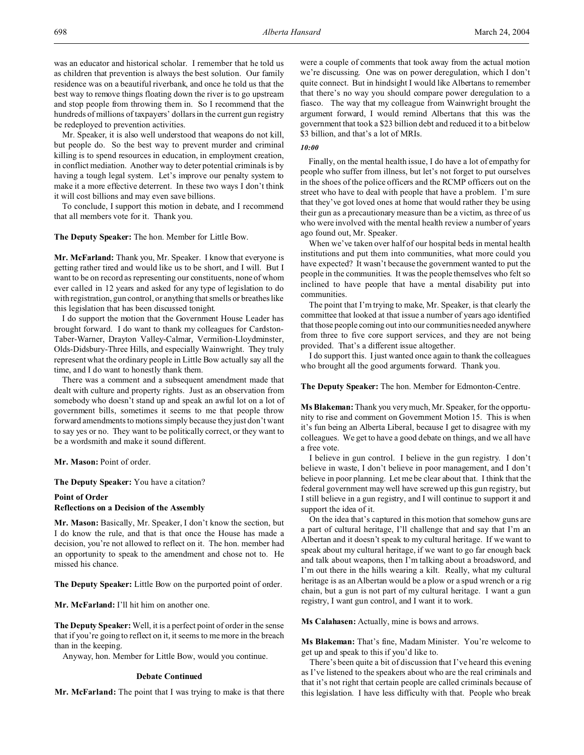was an educator and historical scholar. I remember that he told us as children that prevention is always the best solution. Our family residence was on a beautiful riverbank, and once he told us that the best way to remove things floating down the river is to go upstream and stop people from throwing them in. So I recommend that the hundreds of millions of taxpayers' dollars in the current gun registry be redeployed to prevention activities.

Mr. Speaker, it is also well understood that weapons do not kill, but people do. So the best way to prevent murder and criminal killing is to spend resources in education, in employment creation, in conflict mediation. Another way to deter potential criminals is by having a tough legal system. Let's improve our penalty system to make it a more effective deterrent. In these two ways I don't think it will cost billions and may even save billions.

To conclude, I support this motion in debate, and I recommend that all members vote for it. Thank you.

**The Deputy Speaker:** The hon. Member for Little Bow.

**Mr. McFarland:** Thank you, Mr. Speaker. I know that everyone is getting rather tired and would like us to be short, and I will. But I want to be on record as representing our constituents, none of whom ever called in 12 years and asked for any type of legislation to do with registration, gun control, or anything that smells or breathes like this legislation that has been discussed tonight.

I do support the motion that the Government House Leader has brought forward. I do want to thank my colleagues for Cardston-Taber-Warner, Drayton Valley-Calmar, Vermilion-Lloydminster, Olds-Didsbury-Three Hills, and especially Wainwright. They truly represent what the ordinary people in Little Bow actually say all the time, and I do want to honestly thank them.

There was a comment and a subsequent amendment made that dealt with culture and property rights. Just as an observation from somebody who doesn't stand up and speak an awful lot on a lot of government bills, sometimes it seems to me that people throw forward amendments to motions simply because they just don't want to say yes or no. They want to be politically correct, or they want to be a wordsmith and make it sound different.

**Mr. Mason:** Point of order.

**The Deputy Speaker:** You have a citation?

### Point of Order
### Reflections on a Decision of the Assembly

**Mr. Mason:** Basically, Mr. Speaker, I don't know the section, but I do know the rule, and that is that once the House has made a decision, you're not allowed to reflect on it. The hon. member had an opportunity to speak to the amendment and chose not to. He missed his chance.

**The Deputy Speaker:** Little Bow on the purported point of order.

**Mr. McFarland:** I'll hit him on another one.

**The Deputy Speaker:** Well, it is a perfect point of order in the sense that if you're going to reflect on it, it seems to me more in the breach than in the keeping.

Anyway, hon. Member for Little Bow, would you continue.

### Debate Continued

**Mr. McFarland:** The point that I was trying to make is that there were a couple of comments that took away from the actual motion we're discussing. One was on power deregulation, which I don't quite connect. But in hindsight I would like Albertans to remember that there's no way you should compare power deregulation to a fiasco. The way that my colleague from Wainwright brought the argument forward, I would remind Albertans that this was the government that took a $23 billion debt and reduced it to a bit below $3 billion, and that's a lot of MRIs.

*10:00*

Finally, on the mental health issue, I do have a lot of empathy for people who suffer from illness, but let's not forget to put ourselves in the shoes of the police officers and the RCMP officers out on the street who have to deal with people that have a problem. I'm sure that they've got loved ones at home that would rather they be using their gun as a precautionary measure than be a victim, as three of us who were involved with the mental health review a number of years ago found out, Mr. Speaker.

When we've taken over half of our hospital beds in mental health institutions and put them into communities, what more could you have expected? It wasn't because the government wanted to put the people in the communities. It was the people themselves who felt so inclined to have people that have a mental disability put into communities.

The point that I'm trying to make, Mr. Speaker, is that clearly the committee that looked at that issue a number of years ago identified that those people coming out into our communities needed anywhere from three to five core support services, and they are not being provided. That's a different issue altogether.

I do support this. I just wanted once again to thank the colleagues who brought all the good arguments forward. Thank you.

**The Deputy Speaker:** The hon. Member for Edmonton-Centre.

**Ms Blakeman:** Thank you very much, Mr. Speaker, for the opportunity to rise and comment on Government Motion 15. This is when it's fun being an Alberta Liberal, because I get to disagree with my colleagues. We get to have a good debate on things, and we all have a free vote.

I believe in gun control. I believe in the gun registry. I don't believe in waste, I don't believe in poor management, and I don't believe in poor planning. Let me be clear about that. I think that the federal government may well have screwed up this gun registry, but I still believe in a gun registry, and I will continue to support it and support the idea of it.

On the idea that's captured in this motion that somehow guns are a part of cultural heritage, I'll challenge that and say that I'm an Albertan and it doesn't speak to my cultural heritage. If we want to speak about my cultural heritage, if we want to go far enough back and talk about weapons, then I'm talking about a broadsword, and I'm out there in the hills wearing a kilt. Really, what my cultural heritage is as an Albertan would be a plow or a spud wrench or a rig chain, but a gun is not part of my cultural heritage. I want a gun registry, I want gun control, and I want it to work.

**Ms Calahasen:** Actually, mine is bows and arrows.

**Ms Blakeman:** That's fine, Madam Minister. You're welcome to get up and speak to this if you'd like to.

There's been quite a bit of discussion that I've heard this evening as I've listened to the speakers about who are the real criminals and that it's not right that certain people are called criminals because of this legislation. I have less difficulty with that. People who break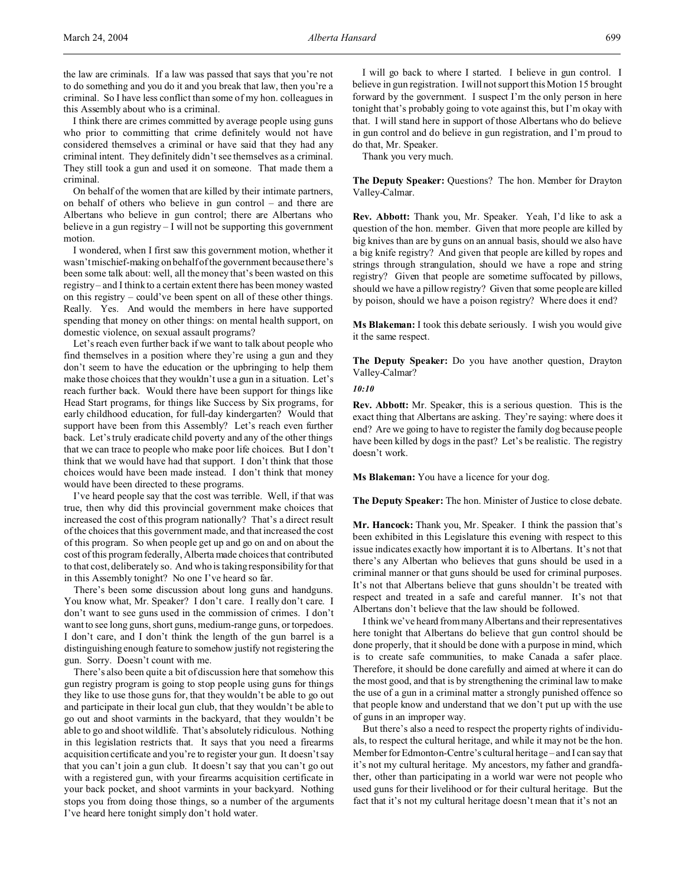the law are criminals. If a law was passed that says that you're not to do something and you do it and you break that law, then you're a criminal. So I have less conflict than some of my hon. colleagues in this Assembly about who is a criminal.

I think there are crimes committed by average people using guns who prior to committing that crime definitely would not have considered themselves a criminal or have said that they had any criminal intent. They definitely didn't see themselves as a criminal. They still took a gun and used it on someone. That made them a criminal.

On behalf of the women that are killed by their intimate partners, on behalf of others who believe in gun control – and there are Albertans who believe in gun control; there are Albertans who believe in a gun registry – I will not be supporting this government motion.

I wondered, when I first saw this government motion, whether it wasn't mischief-making on behalf of the government because there's been some talk about: well, all the money that's been wasted on this registry – and I think to a certain extent there has been money wasted on this registry – could've been spent on all of these other things. Really. Yes. And would the members in here have supported spending that money on other things: on mental health support, on domestic violence, on sexual assault programs?

Let's reach even further back if we want to talk about people who find themselves in a position where they're using a gun and they don't seem to have the education or the upbringing to help them make those choices that they wouldn't use a gun in a situation. Let's reach further back. Would there have been support for things like Head Start programs, for things like Success by Six programs, for early childhood education, for full-day kindergarten? Would that support have been from this Assembly? Let's reach even further back. Let's truly eradicate child poverty and any of the other things that we can trace to people who make poor life choices. But I don't think that we would have had that support. I don't think that those choices would have been made instead. I don't think that money would have been directed to these programs.

I've heard people say that the cost was terrible. Well, if that was true, then why did this provincial government make choices that increased the cost of this program nationally? That's a direct result of the choices that this government made, and that increased the cost of this program. So when people get up and go on and on about the cost of this program federally, Alberta made choices that contributed to that cost, deliberately so. And who is taking responsibility for that in this Assembly tonight? No one I've heard so far.

There's been some discussion about long guns and handguns. You know what, Mr. Speaker? I don't care. I really don't care. I don't want to see guns used in the commission of crimes. I don't want to see long guns, short guns, medium-range guns, or torpedoes. I don't care, and I don't think the length of the gun barrel is a distinguishing enough feature to somehow justify not registering the gun. Sorry. Doesn't count with me.

There's also been quite a bit of discussion here that somehow this gun registry program is going to stop people using guns for things they like to use those guns for, that they wouldn't be able to go out and participate in their local gun club, that they wouldn't be able to go out and shoot varmints in the backyard, that they wouldn't be able to go and shoot wildlife. That's absolutely ridiculous. Nothing in this legislation restricts that. It says that you need a firearms acquisition certificate and you're to register your gun. It doesn't say that you can't join a gun club. It doesn't say that you can't go out with a registered gun, with your firearms acquisition certificate in your back pocket, and shoot varmints in your backyard. Nothing stops you from doing those things, so a number of the arguments I've heard here tonight simply don't hold water.

I will go back to where I started. I believe in gun control. I believe in gun registration. I will not support this Motion 15 brought forward by the government. I suspect I'm the only person in here tonight that's probably going to vote against this, but I'm okay with that. I will stand here in support of those Albertans who do believe in gun control and do believe in gun registration, and I'm proud to do that, Mr. Speaker.

Thank you very much.

**The Deputy Speaker:** Questions? The hon. Member for Drayton Valley-Calmar.

**Rev. Abbott:** Thank you, Mr. Speaker. Yeah, I'd like to ask a question of the hon. member. Given that more people are killed by big knives than are by guns on an annual basis, should we also have a big knife registry? And given that people are killed by ropes and strings through strangulation, should we have a rope and string registry? Given that people are sometime suffocated by pillows, should we have a pillow registry? Given that some people are killed by poison, should we have a poison registry? Where does it end?

**Ms Blakeman:** I took this debate seriously. I wish you would give it the same respect.

**The Deputy Speaker:** Do you have another question, Drayton Valley-Calmar?

*10:10*

**Rev. Abbott:** Mr. Speaker, this is a serious question. This is the exact thing that Albertans are asking. They're saying: where does it end? Are we going to have to register the family dog because people have been killed by dogs in the past? Let's be realistic. The registry doesn't work.

**Ms Blakeman:** You have a licence for your dog.

**The Deputy Speaker:** The hon. Minister of Justice to close debate.

**Mr. Hancock:** Thank you, Mr. Speaker. I think the passion that's been exhibited in this Legislature this evening with respect to this issue indicates exactly how important it is to Albertans. It's not that there's any Albertan who believes that guns should be used in a criminal manner or that guns should be used for criminal purposes. It's not that Albertans believe that guns shouldn't be treated with respect and treated in a safe and careful manner. It's not that Albertans don't believe that the law should be followed.

I think we've heard from many Albertans and their representatives here tonight that Albertans do believe that gun control should be done properly, that it should be done with a purpose in mind, which is to create safe communities, to make Canada a safer place. Therefore, it should be done carefully and aimed at where it can do the most good, and that is by strengthening the criminal law to make the use of a gun in a criminal matter a strongly punished offence so that people know and understand that we don't put up with the use of guns in an improper way.

But there's also a need to respect the property rights of individuals, to respect the cultural heritage, and while it may not be the hon. Member for Edmonton-Centre's cultural heritage – and I can say that it's not my cultural heritage. My ancestors, my father and grandfather, other than participating in a world war were not people who used guns for their livelihood or for their cultural heritage. But the fact that it's not my cultural heritage doesn't mean that it's not an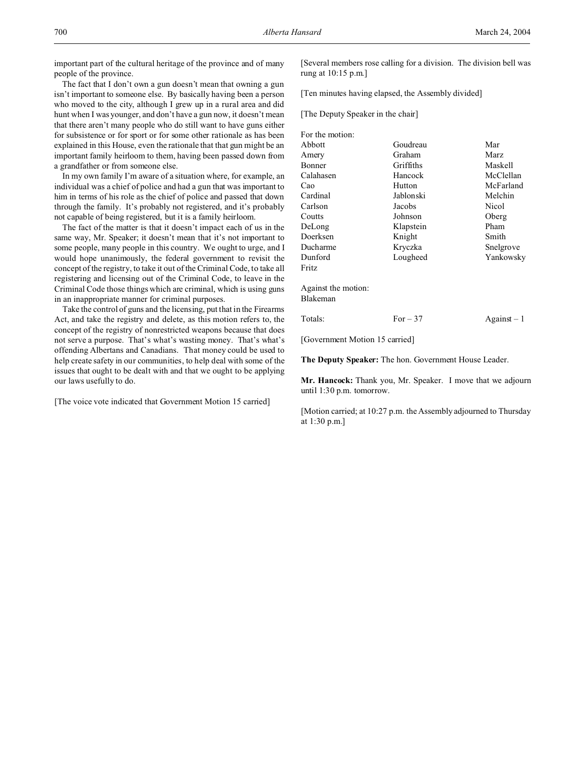important part of the cultural heritage of the province and of many people of the province.

The fact that I don't own a gun doesn't mean that owning a gun isn't important to someone else. By basically having been a person who moved to the city, although I grew up in a rural area and did hunt when I was younger, and don't have a gun now, it doesn't mean that there aren't many people who do still want to have guns either for subsistence or for sport or for some other rationale as has been explained in this House, even the rationale that that gun might be an important family heirloom to them, having been passed down from a grandfather or from someone else.

In my own family I'm aware of a situation where, for example, an individual was a chief of police and had a gun that was important to him in terms of his role as the chief of police and passed that down through the family. It's probably not registered, and it's probably not capable of being registered, but it is a family heirloom.

The fact of the matter is that it doesn't impact each of us in the same way, Mr. Speaker; it doesn't mean that it's not important to some people, many people in this country. We ought to urge, and I would hope unanimously, the federal government to revisit the concept of the registry, to take it out of the Criminal Code, to take all registering and licensing out of the Criminal Code, to leave in the Criminal Code those things which are criminal, which is using guns in an inappropriate manner for criminal purposes.

Take the control of guns and the licensing, put that in the Firearms Act, and take the registry and delete, as this motion refers to, the concept of the registry of nonrestricted weapons because that does not serve a purpose. That's what's wasting money. That's what's offending Albertans and Canadians. That money could be used to help create safety in our communities, to help deal with some of the issues that ought to be dealt with and that we ought to be applying our laws usefully to do.

[The voice vote indicated that Government Motion 15 carried]

[Several members rose calling for a division. The division bell was rung at 10:15 p.m.]

[Ten minutes having elapsed, the Assembly divided]

[The Deputy Speaker in the chair]

For the motion:

| | | |
|---|---|---|
| Abbott | Goudreau | Mar |
| Amery | Graham | Marz |
| Bonner | Griffiths | Maskell |
| Calahasen | Hancock | McClellan |
| Cao | Hutton | McFarland |
| Cardinal | Jablonski | Melchin |
| Carlson | Jacobs | Nicol |
| Coutts | Johnson | Oberg |
| DeLong | Klapstein | Pham |
| Doerksen | Knight | Smith |
| Ducharme | Kryczka | Snelgrove |
| Dunford | Lougheed | Yankowsky |
| Fritz | | |

Against the motion:
Blakeman

| | | |
|---|---|---|
| Totals: | For – 37 | Against – 1 |

[Government Motion 15 carried]

**The Deputy Speaker:** The hon. Government House Leader.

**Mr. Hancock:** Thank you, Mr. Speaker. I move that we adjourn until 1:30 p.m. tomorrow.

[Motion carried; at 10:27 p.m. the Assembly adjourned to Thursday at 1:30 p.m.]